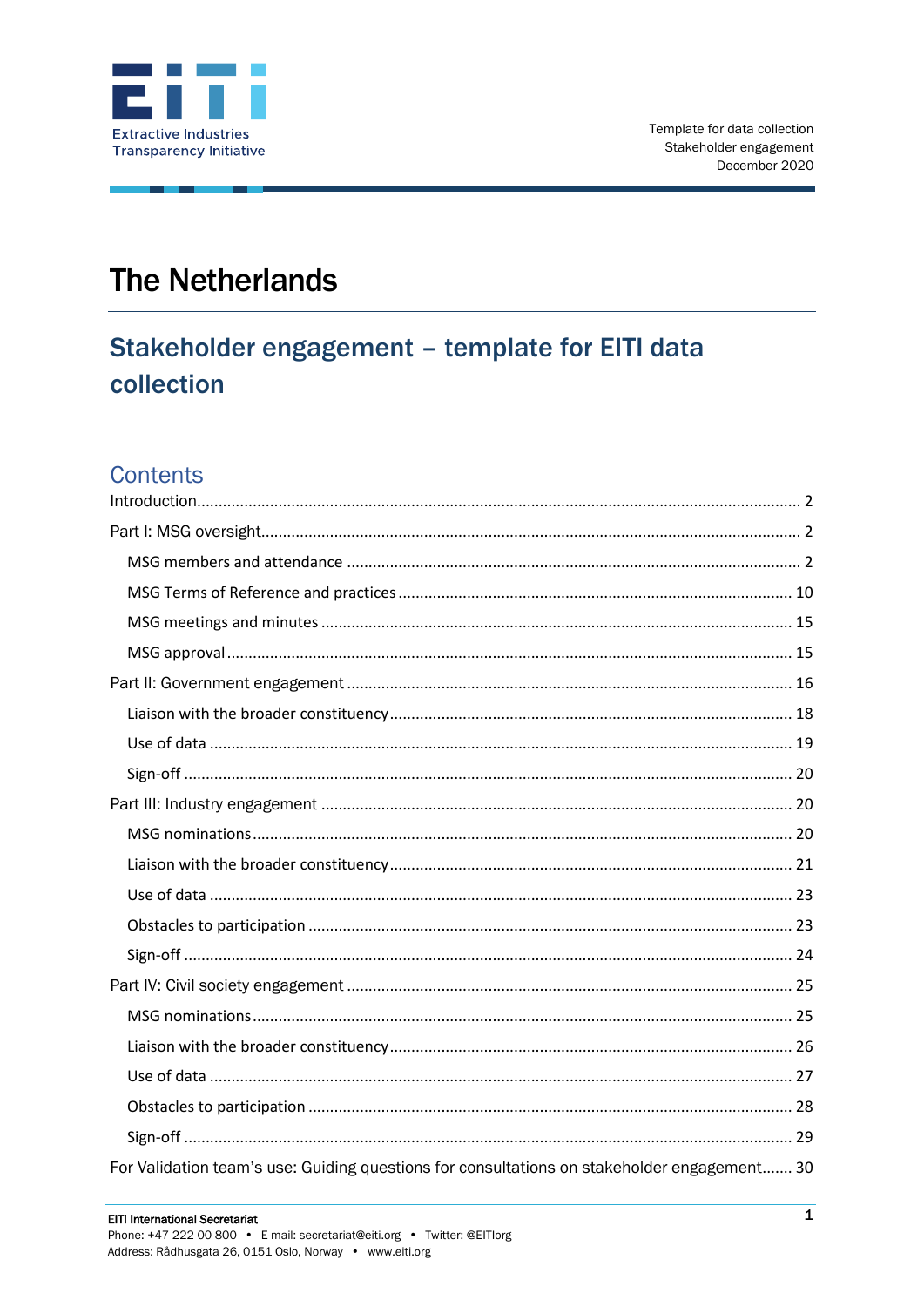Extractive Industries Transparency Initiative

Template for data collection
Stakeholder engagement
December 2020

# The Netherlands

## Stakeholder engagement – template for EITI data collection

### Contents

Introduction........................................................................................................................ 2

Part I: MSG oversight........................................................................................................ 2

- MSG members and attendance .................................................................................... 2
- MSG Terms of Reference and practices ..................................................................... 10
- MSG meetings and minutes ....................................................................................... 15
- MSG approval ............................................................................................................. 15

Part II: Government engagement ..................................................................................... 16

- Liaison with the broader constituency......................................................................... 18
- Use of data ................................................................................................................. 19
- Sign-off ....................................................................................................................... 20

Part III: Industry engagement .......................................................................................... 20

- MSG nominations........................................................................................................ 20
- Liaison with the broader constituency......................................................................... 21
- Use of data ................................................................................................................. 23
- Obstacles to participation ........................................................................................... 23
- Sign-off ....................................................................................................................... 24

Part IV: Civil society engagement .................................................................................... 25

- MSG nominations........................................................................................................ 25
- Liaison with the broader constituency......................................................................... 26
- Use of data ................................................................................................................. 27
- Obstacles to participation ........................................................................................... 28
- Sign-off ....................................................................................................................... 29

For Validation team's use: Guiding questions for consultations on stakeholder engagement....... 30

EITI International Secretariat
Phone: +47 222 00 800 • E-mail: secretariat@eiti.org • Twitter: @EITIorg
Address: Rådhusgata 26, 0151 Oslo, Norway • www.eiti.org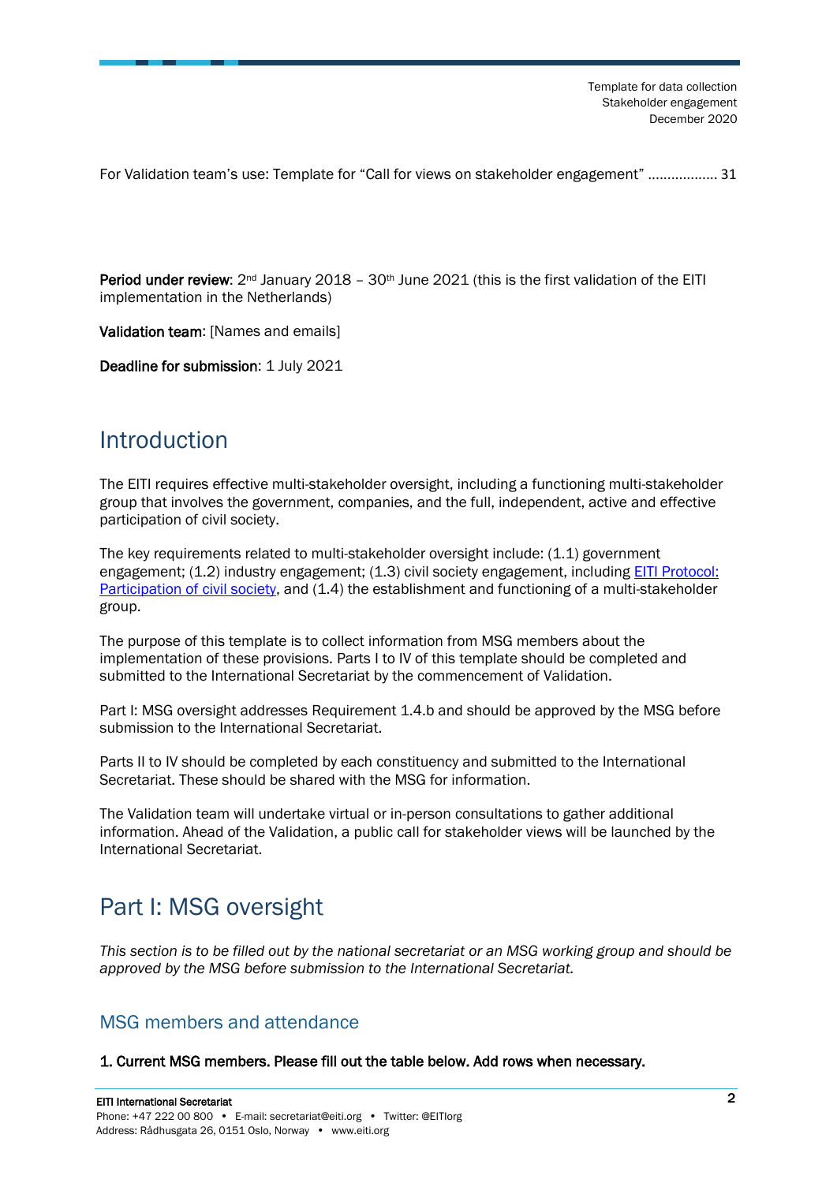For Validation team's use: Template for "Call for views on stakeholder engagement" ................. 31

**Period under review**: 2nd January 2018 – 30th June 2021 (this is the first validation of the EITI implementation in the Netherlands)

**Validation team**: [Names and emails]

**Deadline for submission**: 1 July 2021

# Introduction

The EITI requires effective multi-stakeholder oversight, including a functioning multi-stakeholder group that involves the government, companies, and the full, independent, active and effective participation of civil society.

The key requirements related to multi-stakeholder oversight include: (1.1) government engagement; (1.2) industry engagement; (1.3) civil society engagement, including [EITI Protocol: Participation of civil society](), and (1.4) the establishment and functioning of a multi-stakeholder group.

The purpose of this template is to collect information from MSG members about the implementation of these provisions. Parts I to IV of this template should be completed and submitted to the International Secretariat by the commencement of Validation.

Part I: MSG oversight addresses Requirement 1.4.b and should be approved by the MSG before submission to the International Secretariat.

Parts II to IV should be completed by each constituency and submitted to the International Secretariat. These should be shared with the MSG for information.

The Validation team will undertake virtual or in-person consultations to gather additional information. Ahead of the Validation, a public call for stakeholder views will be launched by the International Secretariat.

# Part I: MSG oversight

*This section is to be filled out by the national secretariat or an MSG working group and should be approved by the MSG before submission to the International Secretariat.*

## MSG members and attendance

**1. Current MSG members. Please fill out the table below. Add rows when necessary.**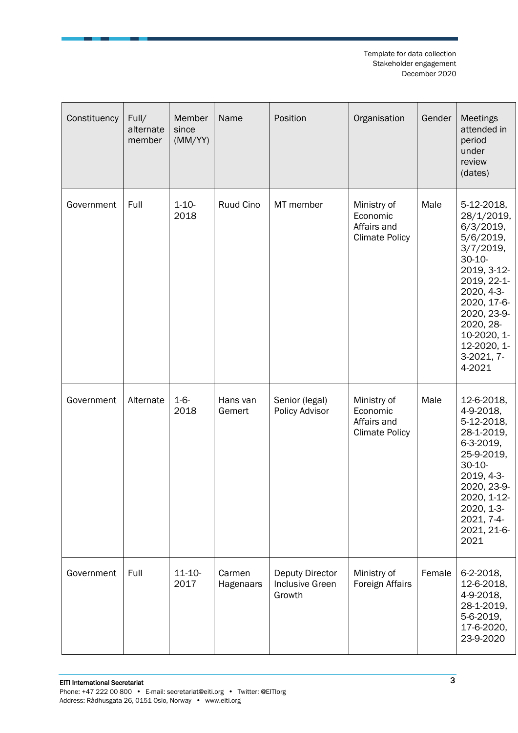| Constituency | Full/ alternate member | Member since (MM/YY) | Name | Position | Organisation | Gender | Meetings attended in period under review (dates) |
|---|---|---|---|---|---|---|---|
| Government | Full | 1-10-2018 | Ruud Cino | MT member | Ministry of Economic Affairs and Climate Policy | Male | 5-12-2018, 28/1/2019, 6/3/2019, 5/6/2019, 3/7/2019, 30-10-2019, 3-12-2019, 22-1-2020, 4-3-2020, 17-6-2020, 23-9-2020, 28-10-2020, 1-12-2020, 1-3-2021, 7-4-2021 |
| Government | Alternate | 1-6-2018 | Hans van Gemert | Senior (legal) Policy Advisor | Ministry of Economic Affairs and Climate Policy | Male | 12-6-2018, 4-9-2018, 5-12-2018, 28-1-2019, 6-3-2019, 25-9-2019, 30-10-2019, 4-3-2020, 23-9-2020, 1-12-2020, 1-3-2021, 7-4-2021, 21-6-2021 |
| Government | Full | 11-10-2017 | Carmen Hagenaars | Deputy Director Inclusive Green Growth | Ministry of Foreign Affairs | Female | 6-2-2018, 12-6-2018, 4-9-2018, 28-1-2019, 5-6-2019, 17-6-2020, 23-9-2020 |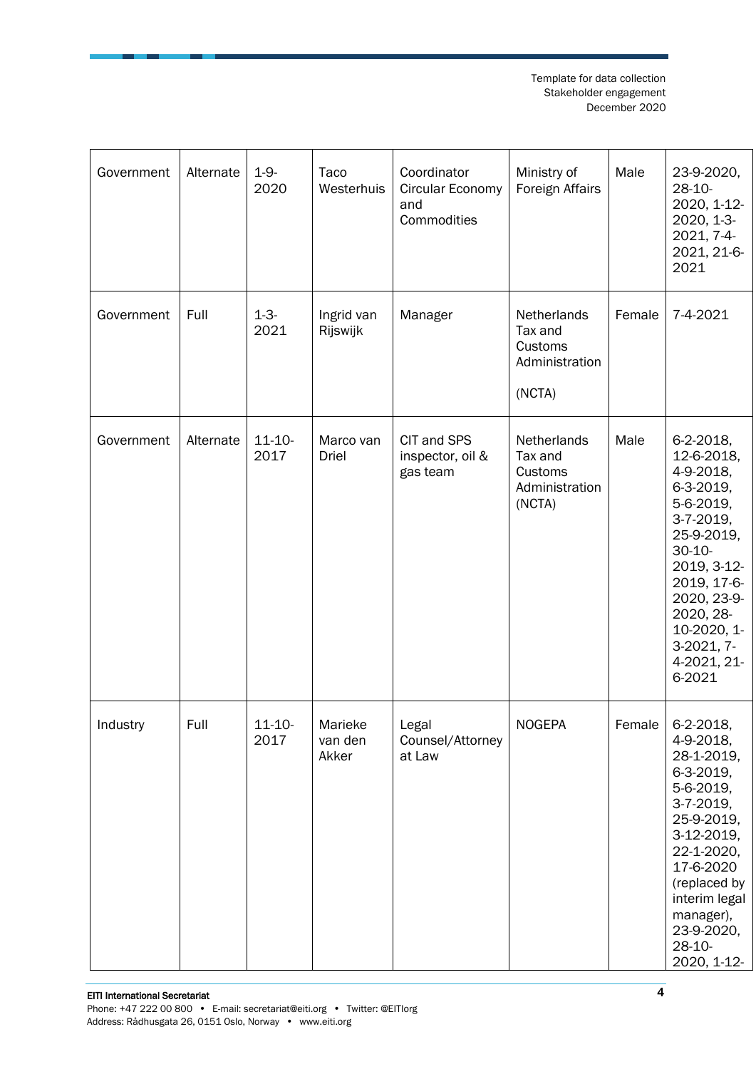| Government | Alternate | 1-9-2020 | Taco Westerhuis | Coordinator Circular Economy and Commodities | Ministry of Foreign Affairs | Male | 23-9-2020, 28-10-2020, 1-12-2020, 1-3-2021, 7-4-2021, 21-6-2021 |
|---|---|---|---|---|---|---|---|
| Government | Full | 1-3-2021 | Ingrid van Rijswijk | Manager | Netherlands Tax and Customs Administration (NCTA) | Female | 7-4-2021 |
| Government | Alternate | 11-10-2017 | Marco van Driel | CIT and SPS inspector, oil & gas team | Netherlands Tax and Customs Administration (NCTA) | Male | 6-2-2018, 12-6-2018, 4-9-2018, 6-3-2019, 5-6-2019, 3-7-2019, 25-9-2019, 30-10-2019, 3-12-2019, 17-6-2020, 23-9-2020, 28-10-2020, 1-3-2021, 7-4-2021, 21-6-2021 |
| Industry | Full | 11-10-2017 | Marieke van den Akker | Legal Counsel/Attorney at Law | NOGEPA | Female | 6-2-2018, 4-9-2018, 28-1-2019, 6-3-2019, 5-6-2019, 3-7-2019, 25-9-2019, 3-12-2019, 22-1-2020, 17-6-2020 (replaced by interim legal manager), 23-9-2020, 28-10-2020, 1-12- |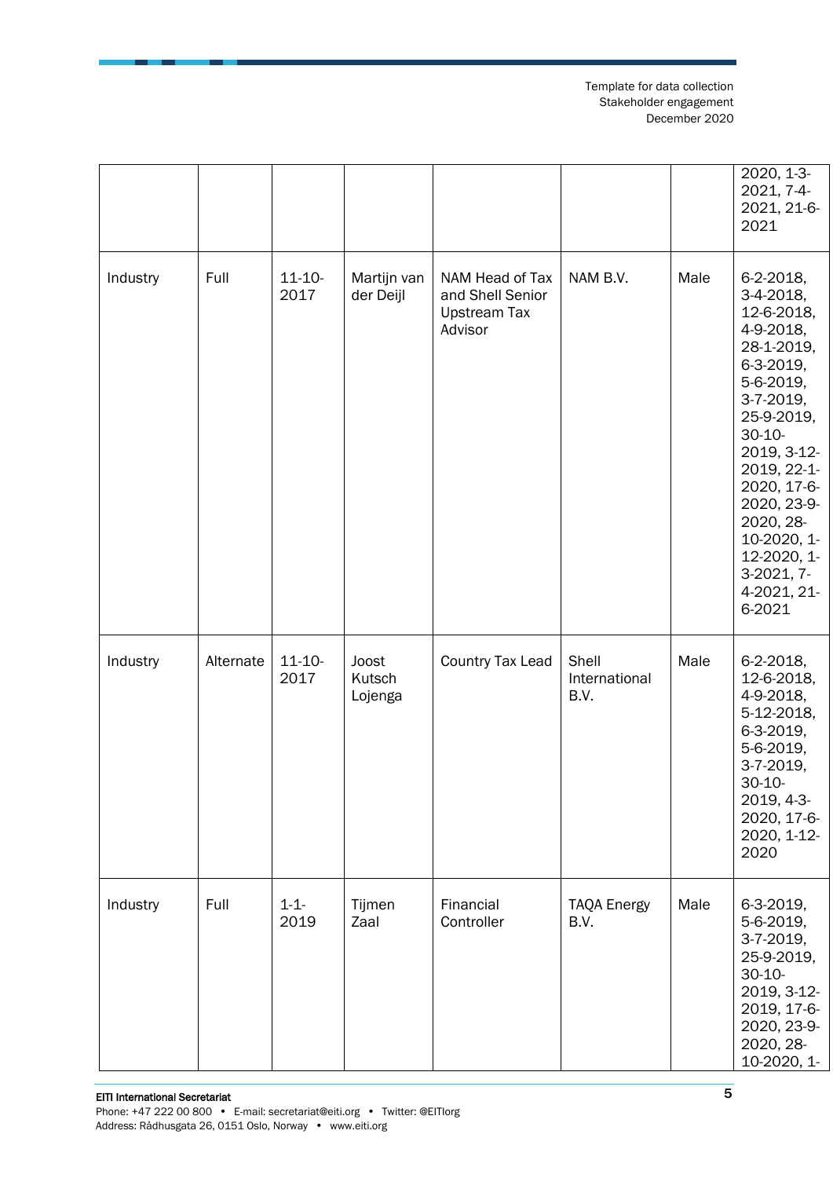| | | | | | | | 2020, 1-3-2021, 7-4-2021, 21-6-2021 |
|---|---|---|---|---|---|---|---|
| Industry | Full | 11-10-2017 | Martijn van der Deijl | NAM Head of Tax and Shell Senior Upstream Tax Advisor | NAM B.V. | Male | 6-2-2018, 3-4-2018, 12-6-2018, 4-9-2018, 28-1-2019, 6-3-2019, 5-6-2019, 3-7-2019, 25-9-2019, 30-10-2019, 3-12-2019, 22-1-2020, 17-6-2020, 23-9-2020, 28-10-2020, 1-12-2020, 1-3-2021, 7-4-2021, 21-6-2021 |
| Industry | Alternate | 11-10-2017 | Joost Kutsch Lojenga | Country Tax Lead | Shell International B.V. | Male | 6-2-2018, 12-6-2018, 4-9-2018, 5-12-2018, 6-3-2019, 5-6-2019, 3-7-2019, 30-10-2019, 4-3-2020, 17-6-2020, 1-12-2020 |
| Industry | Full | 1-1-2019 | Tijmen Zaal | Financial Controller | TAQA Energy B.V. | Male | 6-3-2019, 5-6-2019, 3-7-2019, 25-9-2019, 30-10-2019, 3-12-2019, 17-6-2020, 23-9-2020, 28-10-2020, 1- |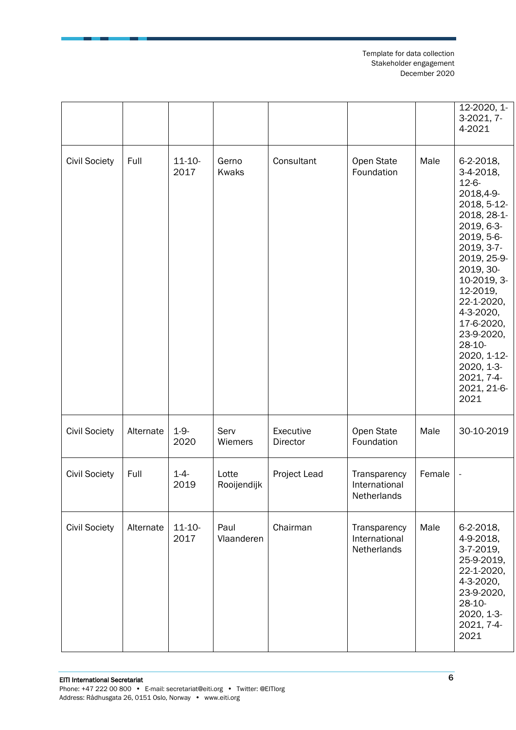| | | | | | | | |
|---|---|---|---|---|---|---|---|
| | | | | | | | 12-2020, 1-3-2021, 7-4-2021 |
| Civil Society | Full | 11-10-2017 | Gerno Kwaks | Consultant | Open State Foundation | Male | 6-2-2018, 3-4-2018, 12-6-2018,4-9-2018, 5-12-2018, 28-1-2019, 6-3-2019, 5-6-2019, 3-7-2019, 25-9-2019, 30-10-2019, 3-12-2019, 22-1-2020, 4-3-2020, 17-6-2020, 23-9-2020, 28-10-2020, 1-12-2020, 1-3-2021, 7-4-2021, 21-6-2021 |
| Civil Society | Alternate | 1-9-2020 | Serv Wiemers | Executive Director | Open State Foundation | Male | 30-10-2019 |
| Civil Society | Full | 1-4-2019 | Lotte Rooijendijk | Project Lead | Transparency International Netherlands | Female | - |
| Civil Society | Alternate | 11-10-2017 | Paul Vlaanderen | Chairman | Transparency International Netherlands | Male | 6-2-2018, 4-9-2018, 3-7-2019, 25-9-2019, 22-1-2020, 4-3-2020, 23-9-2020, 28-10-2020, 1-3-2021, 7-4-2021 |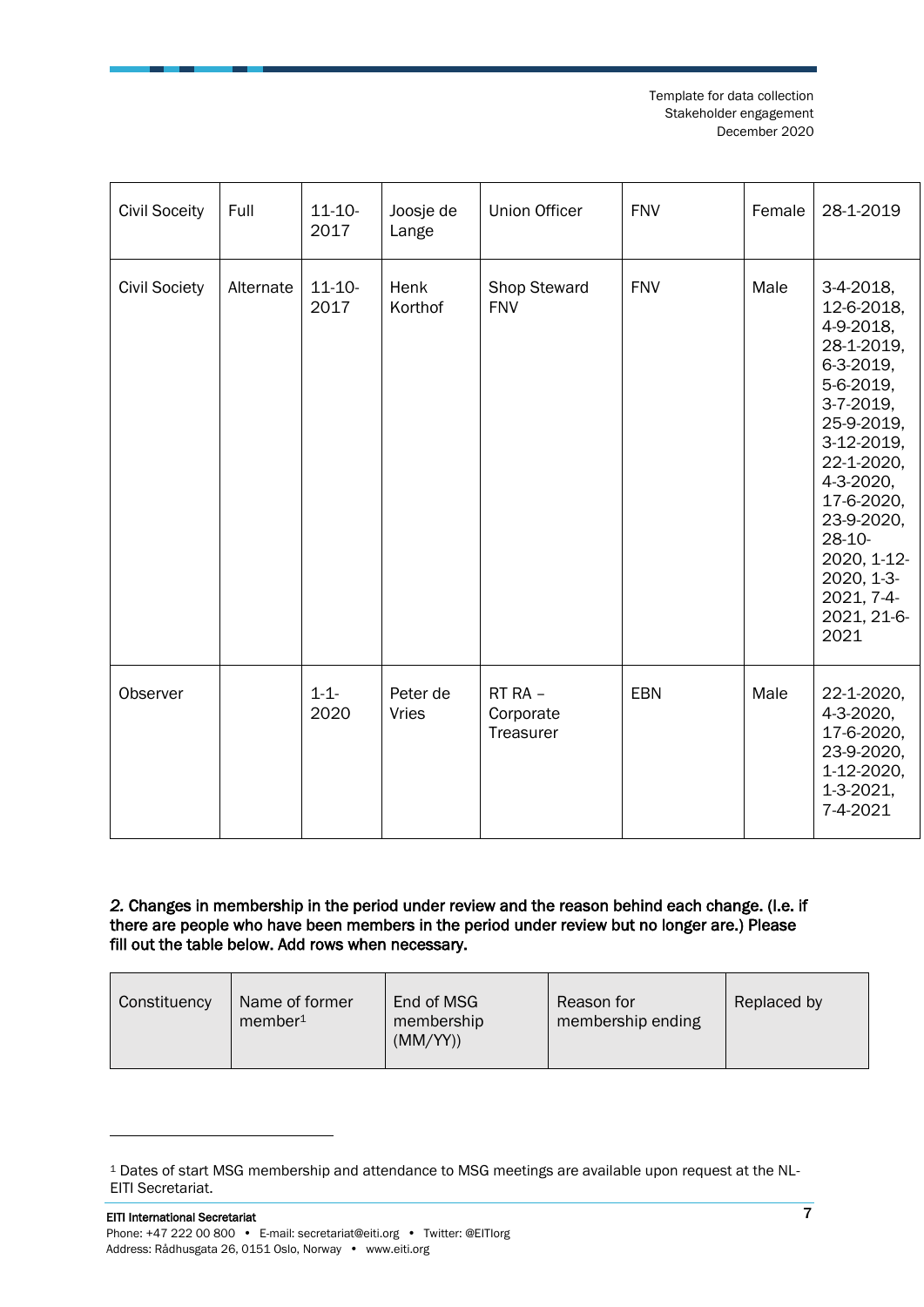| Civil Soceity | Full | 11-10-2017 | Joosje de Lange | Union Officer | FNV | Female | 28-1-2019 |
|---|---|---|---|---|---|---|---|
| Civil Society | Alternate | 11-10-2017 | Henk Korthof | Shop Steward FNV | FNV | Male | 3-4-2018, 12-6-2018, 4-9-2018, 28-1-2019, 6-3-2019, 5-6-2019, 3-7-2019, 25-9-2019, 3-12-2019, 22-1-2020, 4-3-2020, 17-6-2020, 23-9-2020, 28-10-2020, 1-12-2020, 1-3-2021, 7-4-2021, 21-6-2021 |
| Observer | | 1-1-2020 | Peter de Vries | RT RA – Corporate Treasurer | EBN | Male | 22-1-2020, 4-3-2020, 17-6-2020, 23-9-2020, 1-12-2020, 1-3-2021, 7-4-2021 |

**2. Changes in membership in the period under review and the reason behind each change. (I.e. if there are people who have been members in the period under review but no longer are.) Please fill out the table below. Add rows when necessary.**

| Constituency | Name of former member[1] | End of MSG membership (MM/YY)) | Reason for membership ending | Replaced by |
|---|---|---|---|---|

[1] Dates of start MSG membership and attendance to MSG meetings are available upon request at the NL-EITI Secretariat.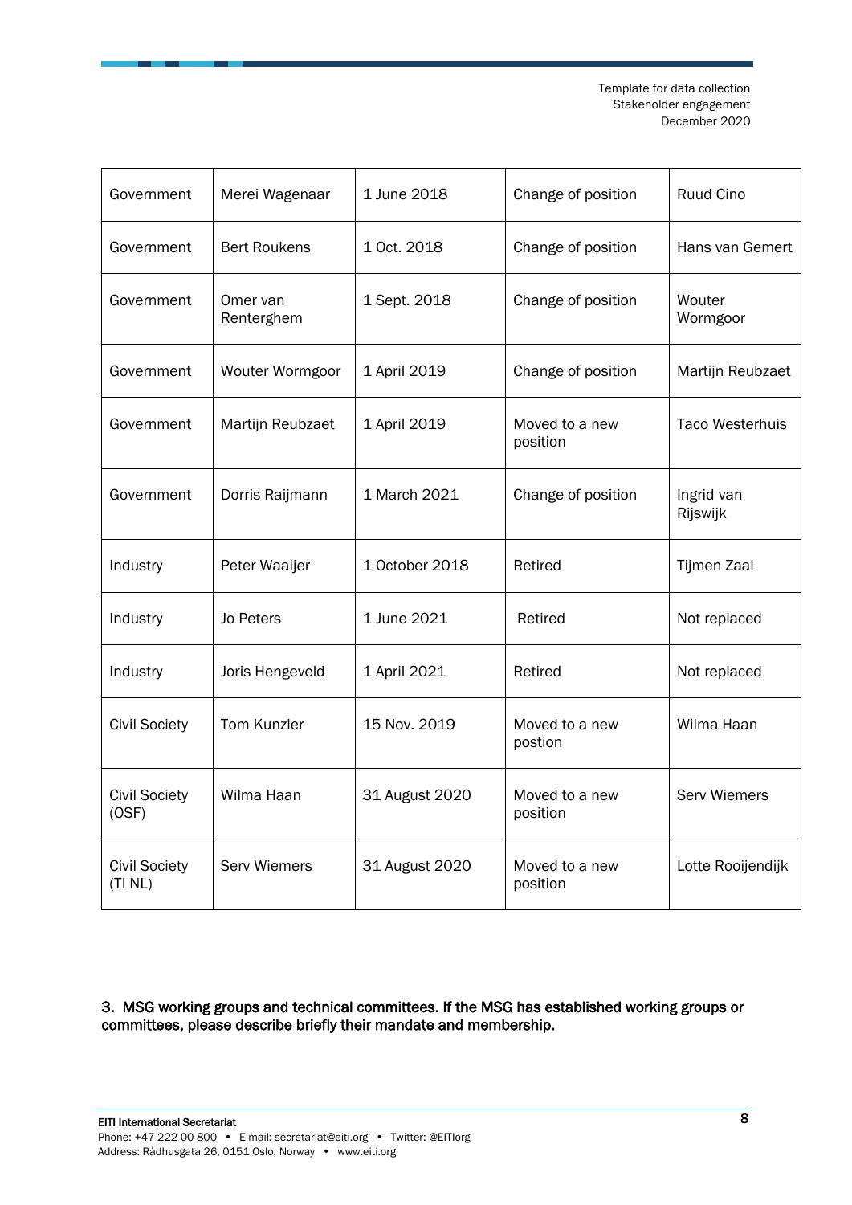| Government | Merei Wagenaar | 1 June 2018 | Change of position | Ruud Cino |
|---|---|---|---|---|
| Government | Bert Roukens | 1 Oct. 2018 | Change of position | Hans van Gemert |
| Government | Omer van Renterghem | 1 Sept. 2018 | Change of position | Wouter Wormgoor |
| Government | Wouter Wormgoor | 1 April 2019 | Change of position | Martijn Reubzaet |
| Government | Martijn Reubzaet | 1 April 2019 | Moved to a new position | Taco Westerhuis |
| Government | Dorris Raijmann | 1 March 2021 | Change of position | Ingrid van Rijswijk |
| Industry | Peter Waaijer | 1 October 2018 | Retired | Tijmen Zaal |
| Industry | Jo Peters | 1 June 2021 | Retired | Not replaced |
| Industry | Joris Hengeveld | 1 April 2021 | Retired | Not replaced |
| Civil Society | Tom Kunzler | 15 Nov. 2019 | Moved to a new postion | Wilma Haan |
| Civil Society (OSF) | Wilma Haan | 31 August 2020 | Moved to a new position | Serv Wiemers |
| Civil Society (TI NL) | Serv Wiemers | 31 August 2020 | Moved to a new position | Lotte Rooijendijk |

**3. MSG working groups and technical committees. If the MSG has established working groups or committees, please describe briefly their mandate and membership.**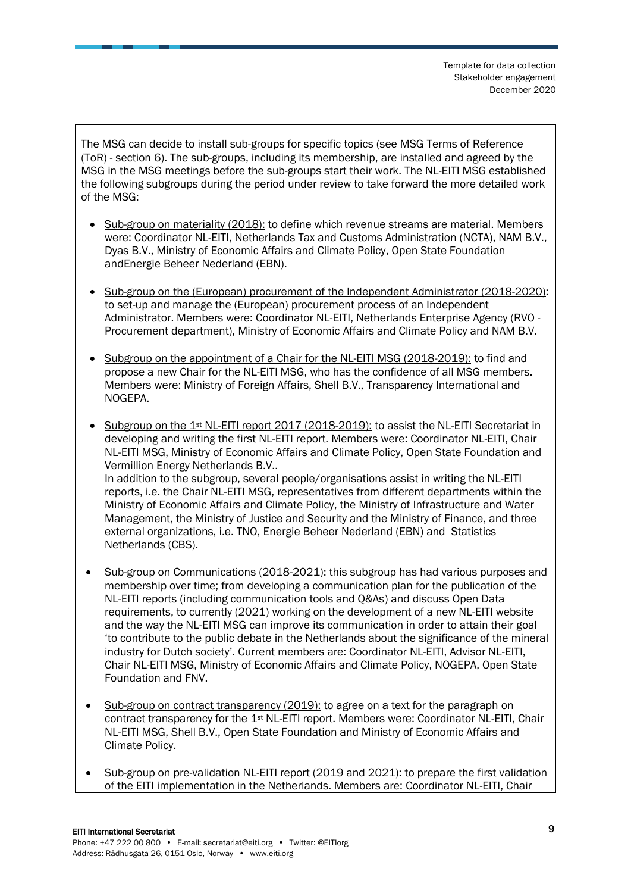The MSG can decide to install sub-groups for specific topics (see MSG Terms of Reference (ToR) - section 6). The sub-groups, including its membership, are installed and agreed by the MSG in the MSG meetings before the sub-groups start their work. The NL-EITI MSG established the following subgroups during the period under review to take forward the more detailed work of the MSG:

- Sub-group on materiality (2018): to define which revenue streams are material. Members were: Coordinator NL-EITI, Netherlands Tax and Customs Administration (NCTA), NAM B.V., Dyas B.V., Ministry of Economic Affairs and Climate Policy, Open State Foundation andEnergie Beheer Nederland (EBN).

- Sub-group on the (European) procurement of the Independent Administrator (2018-2020): to set-up and manage the (European) procurement process of an Independent Administrator. Members were: Coordinator NL-EITI, Netherlands Enterprise Agency (RVO - Procurement department), Ministry of Economic Affairs and Climate Policy and NAM B.V.

- Subgroup on the appointment of a Chair for the NL-EITI MSG (2018-2019): to find and propose a new Chair for the NL-EITI MSG, who has the confidence of all MSG members. Members were: Ministry of Foreign Affairs, Shell B.V., Transparency International and NOGEPA.

- Subgroup on the 1st NL-EITI report 2017 (2018-2019): to assist the NL-EITI Secretariat in developing and writing the first NL-EITI report. Members were: Coordinator NL-EITI, Chair NL-EITI MSG, Ministry of Economic Affairs and Climate Policy, Open State Foundation and Vermillion Energy Netherlands B.V..
  In addition to the subgroup, several people/organisations assist in writing the NL-EITI reports, i.e. the Chair NL-EITI MSG, representatives from different departments within the Ministry of Economic Affairs and Climate Policy, the Ministry of Infrastructure and Water Management, the Ministry of Justice and Security and the Ministry of Finance, and three external organizations, i.e. TNO, Energie Beheer Nederland (EBN) and Statistics Netherlands (CBS).

- Sub-group on Communications (2018-2021): this subgroup has had various purposes and membership over time; from developing a communication plan for the publication of the NL-EITI reports (including communication tools and Q&As) and discuss Open Data requirements, to currently (2021) working on the development of a new NL-EITI website and the way the NL-EITI MSG can improve its communication in order to attain their goal 'to contribute to the public debate in the Netherlands about the significance of the mineral industry for Dutch society'. Current members are: Coordinator NL-EITI, Advisor NL-EITI, Chair NL-EITI MSG, Ministry of Economic Affairs and Climate Policy, NOGEPA, Open State Foundation and FNV.

- Sub-group on contract transparency (2019): to agree on a text for the paragraph on contract transparency for the 1st NL-EITI report. Members were: Coordinator NL-EITI, Chair NL-EITI MSG, Shell B.V., Open State Foundation and Ministry of Economic Affairs and Climate Policy.

- Sub-group on pre-validation NL-EITI report (2019 and 2021): to prepare the first validation of the EITI implementation in the Netherlands. Members are: Coordinator NL-EITI, Chair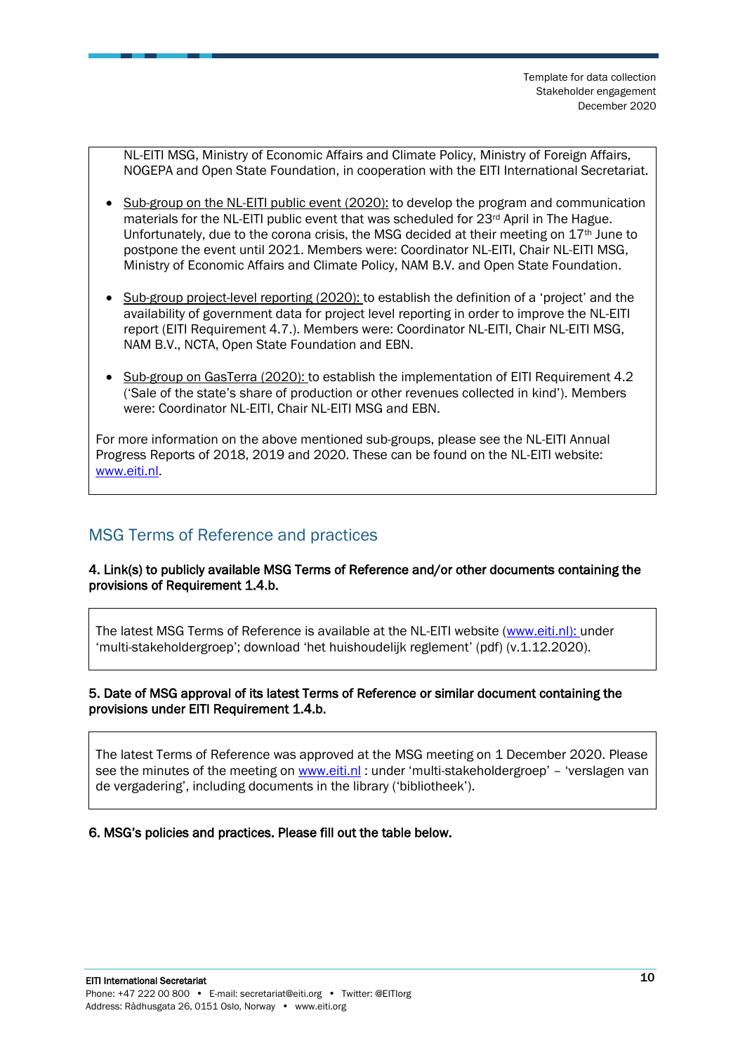NL-EITI MSG, Ministry of Economic Affairs and Climate Policy, Ministry of Foreign Affairs, NOGEPA and Open State Foundation, in cooperation with the EITI International Secretariat.

- Sub-group on the NL-EITI public event (2020): to develop the program and communication materials for the NL-EITI public event that was scheduled for 23rd April in The Hague. Unfortunately, due to the corona crisis, the MSG decided at their meeting on 17th June to postpone the event until 2021. Members were: Coordinator NL-EITI, Chair NL-EITI MSG, Ministry of Economic Affairs and Climate Policy, NAM B.V. and Open State Foundation.

- Sub-group project-level reporting (2020): to establish the definition of a 'project' and the availability of government data for project level reporting in order to improve the NL-EITI report (EITI Requirement 4.7.). Members were: Coordinator NL-EITI, Chair NL-EITI MSG, NAM B.V., NCTA, Open State Foundation and EBN.

- Sub-group on GasTerra (2020): to establish the implementation of EITI Requirement 4.2 ('Sale of the state's share of production or other revenues collected in kind'). Members were: Coordinator NL-EITI, Chair NL-EITI MSG and EBN.

For more information on the above mentioned sub-groups, please see the NL-EITI Annual Progress Reports of 2018, 2019 and 2020. These can be found on the NL-EITI website: www.eiti.nl.

## MSG Terms of Reference and practices

**4. Link(s) to publicly available MSG Terms of Reference and/or other documents containing the provisions of Requirement 1.4.b.**

The latest MSG Terms of Reference is available at the NL-EITI website (www.eiti.nl): under 'multi-stakeholdergroep'; download 'het huishoudelijk reglement' (pdf) (v.1.12.2020).

**5. Date of MSG approval of its latest Terms of Reference or similar document containing the provisions under EITI Requirement 1.4.b.**

The latest Terms of Reference was approved at the MSG meeting on 1 December 2020. Please see the minutes of the meeting on www.eiti.nl : under 'multi-stakeholdergroep' – 'verslagen van de vergadering', including documents in the library ('bibliotheek').

**6. MSG's policies and practices. Please fill out the table below.**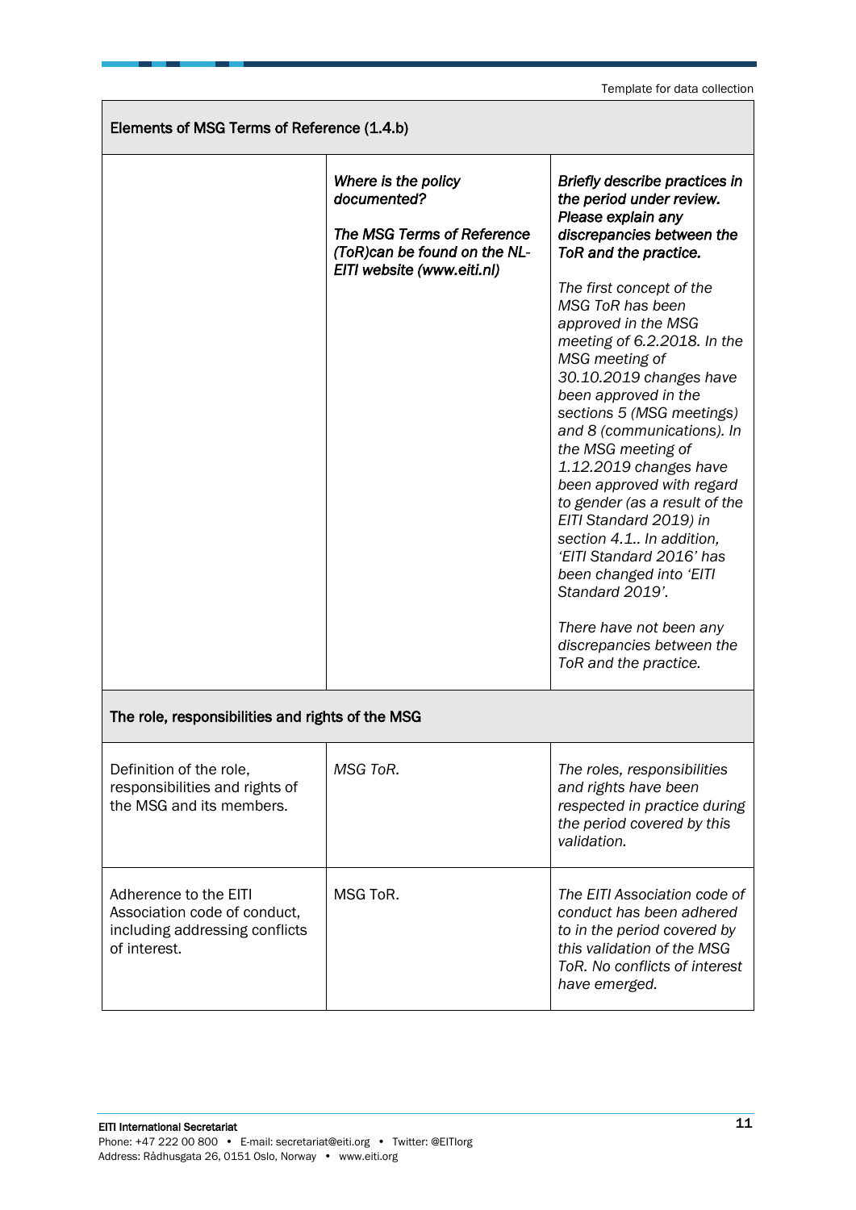| Elements of MSG Terms of Reference (1.4.b) | | |
|---|---|---|
| | ***Where is the policy documented?***<br><br>***The MSG Terms of Reference (ToR)can be found on the NL-EITI website (www.eiti.nl)*** | ***Briefly describe practices in the period under review. Please explain any discrepancies between the ToR and the practice.***<br><br>*The first concept of the MSG ToR has been approved in the MSG meeting of 6.2.2018. In the MSG meeting of 30.10.2019 changes have been approved in the sections 5 (MSG meetings) and 8 (communications). In the MSG meeting of 1.12.2019 changes have been approved with regard to gender (as a result of the EITI Standard 2019) in section 4.1.. In addition, 'EITI Standard 2016' has been changed into 'EITI Standard 2019'.*<br><br>*There have not been any discrepancies between the ToR and the practice.* |
| **The role, responsibilities and rights of the MSG** | | |
| Definition of the role, responsibilities and rights of the MSG and its members. | *MSG ToR.* | *The roles, responsibilities and rights have been respected in practice during the period covered by this validation.* |
| Adherence to the EITI Association code of conduct, including addressing conflicts of interest. | MSG ToR. | *The EITI Association code of conduct has been adhered to in the period covered by this validation of the MSG ToR. No conflicts of interest have emerged.* |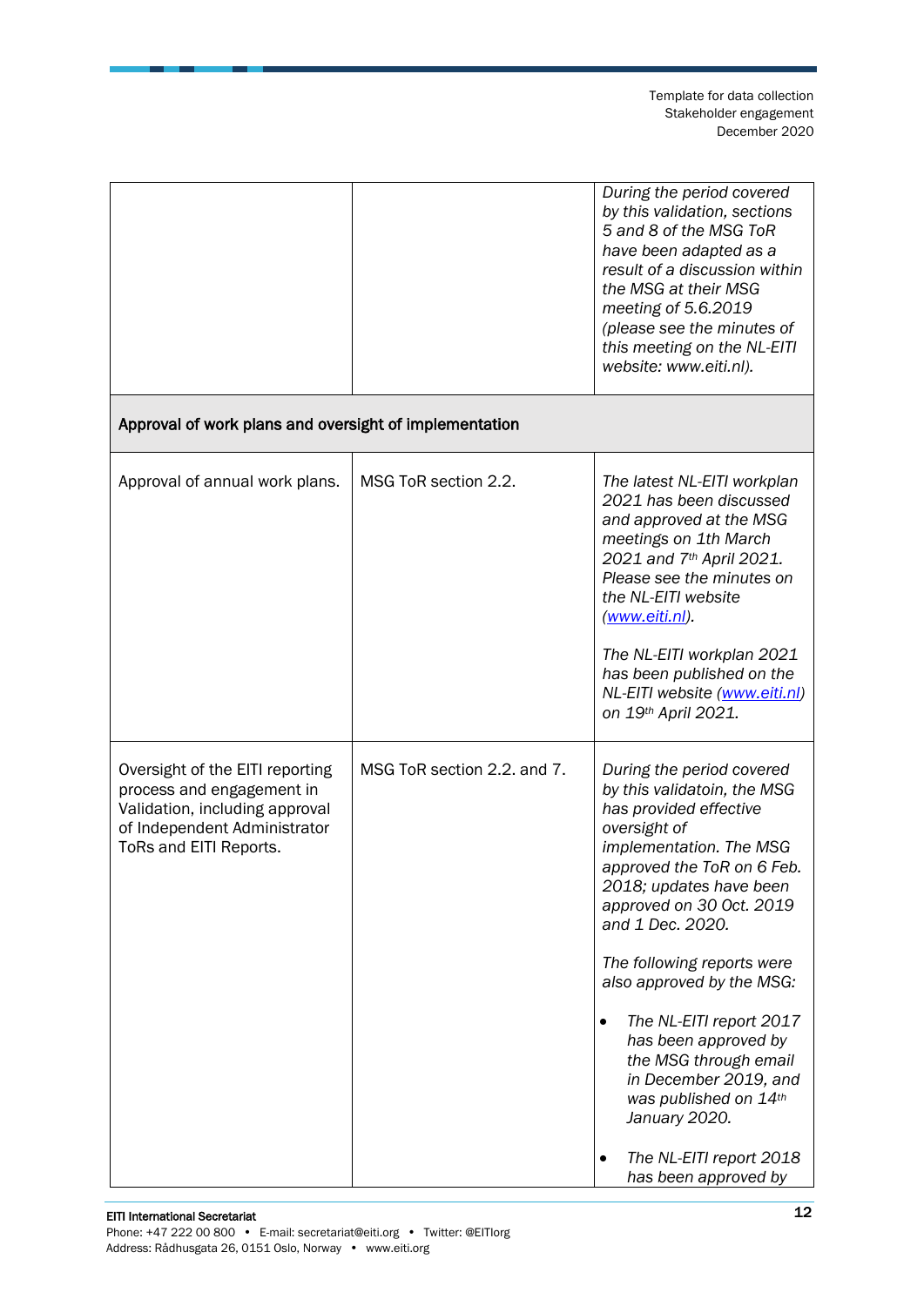| | | |
|---|---|---|
| | | *During the period covered by this validation, sections 5 and 8 of the MSG ToR have been adapted as a result of a discussion within the MSG at their MSG meeting of 5.6.2019 (please see the minutes of this meeting on the NL-EITI website: www.eiti.nl).* |
| **Approval of work plans and oversight of implementation** | | |
| Approval of annual work plans. | MSG ToR section 2.2. | *The latest NL-EITI workplan 2021 has been discussed and approved at the MSG meetings on 1th March 2021 and 7th April 2021. Please see the minutes on the NL-EITI website ([www.eiti.nl](www.eiti.nl)).*<br><br>*The NL-EITI workplan 2021 has been published on the NL-EITI website ([www.eiti.nl](www.eiti.nl)) on 19th April 2021.* |
| Oversight of the EITI reporting process and engagement in Validation, including approval of Independent Administrator ToRs and EITI Reports. | MSG ToR section 2.2. and 7. | *During the period covered by this validatoin, the MSG has provided effective oversight of implementation. The MSG approved the ToR on 6 Feb. 2018; updates have been approved on 30 Oct. 2019 and 1 Dec. 2020.*<br><br>*The following reports were also approved by the MSG:*<br><br>• *The NL-EITI report 2017 has been approved by the MSG through email in December 2019, and was published on 14th January 2020.*<br><br>• *The NL-EITI report 2018 has been approved by* |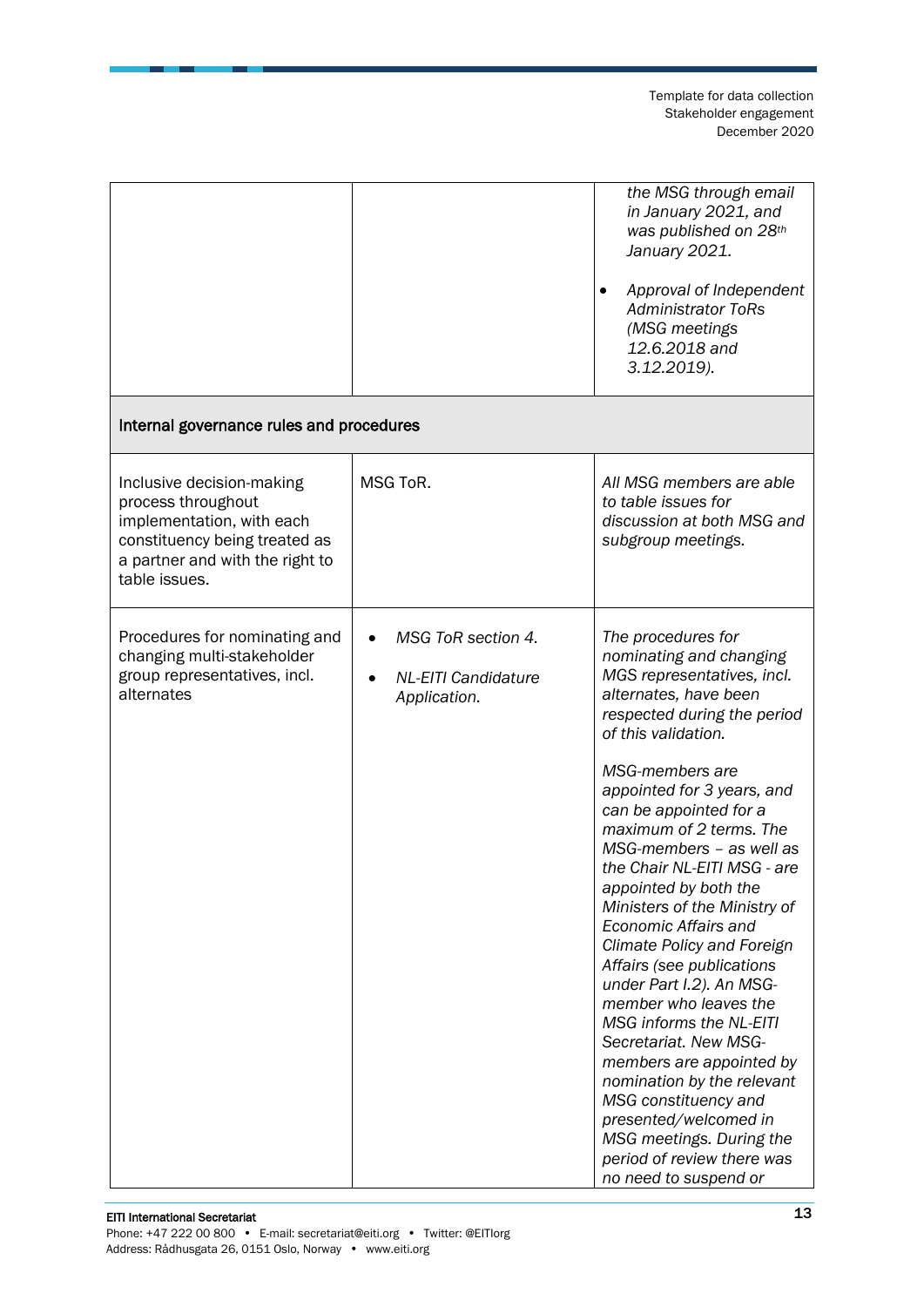| | | *the MSG through email in January 2021, and was published on 28th January 2021.*<br><br>• *Approval of Independent Administrator ToRs (MSG meetings 12.6.2018 and 3.12.2019).* |
|---|---|---|
| **Internal governance rules and procedures** | | |
| Inclusive decision-making process throughout implementation, with each constituency being treated as a partner and with the right to table issues. | MSG ToR. | *All MSG members are able to table issues for discussion at both MSG and subgroup meetings.* |
| Procedures for nominating and changing multi-stakeholder group representatives, incl. alternates | • *MSG ToR section 4.*<br><br>• *NL-EITI Candidature Application.* | *The procedures for nominating and changing MGS representatives, incl. alternates, have been respected during the period of this validation.*<br><br>*MSG-members are appointed for 3 years, and can be appointed for a maximum of 2 terms. The MSG-members – as well as the Chair NL-EITI MSG - are appointed by both the Ministers of the Ministry of Economic Affairs and Climate Policy and Foreign Affairs (see publications under Part I.2). An MSG-member who leaves the MSG informs the NL-EITI Secretariat. New MSG-members are appointed by nomination by the relevant MSG constituency and presented/welcomed in MSG meetings. During the period of review there was no need to suspend or* |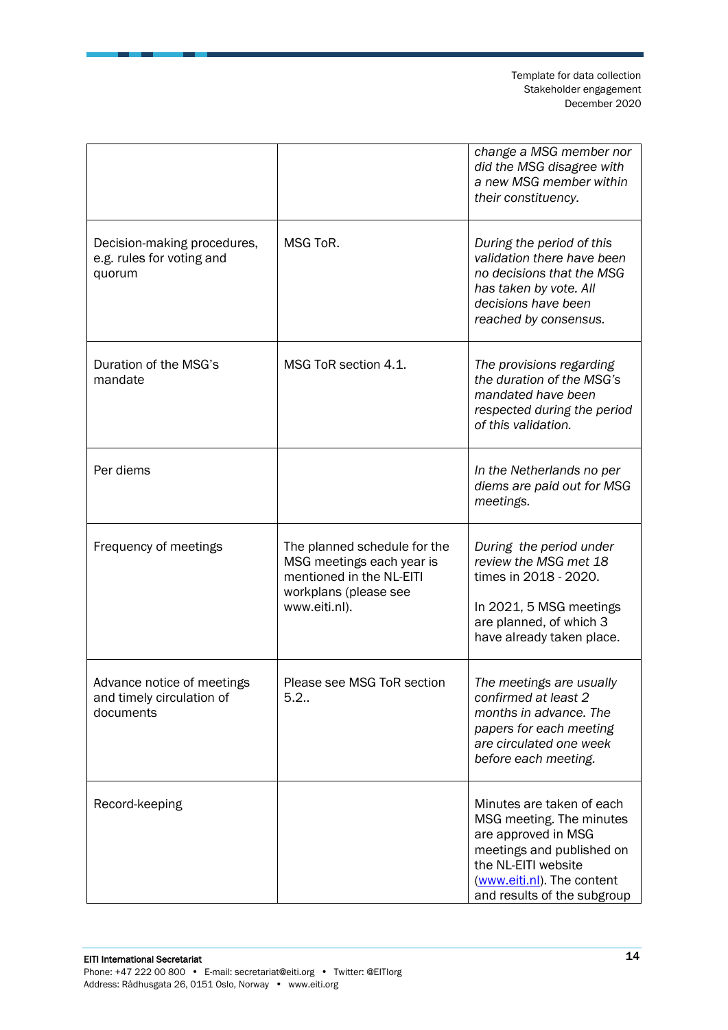| | | |
|---|---|---|
| | | *change a MSG member nor did the MSG disagree with a new MSG member within their constituency.* |
| Decision-making procedures, e.g. rules for voting and quorum | MSG ToR. | *During the period of this validation there have been no decisions that the MSG has taken by vote. All decisions have been reached by consensus.* |
| Duration of the MSG's mandate | MSG ToR section 4.1. | *The provisions regarding the duration of the MSG's mandated have been respected during the period of this validation.* |
| Per diems | | *In the Netherlands no per diems are paid out for MSG meetings.* |
| Frequency of meetings | The planned schedule for the MSG meetings each year is mentioned in the NL-EITI workplans (please see www.eiti.nl). | *During the period under review the MSG met 18* times in 2018 - 2020.<br><br>In 2021, 5 MSG meetings are planned, of which 3 have already taken place. |
| Advance notice of meetings and timely circulation of documents | Please see MSG ToR section 5.2.. | *The meetings are usually confirmed at least 2 months in advance. The papers for each meeting are circulated one week before each meeting.* |
| Record-keeping | | Minutes are taken of each MSG meeting. The minutes are approved in MSG meetings and published on the NL-EITI website ([www.eiti.nl](http://www.eiti.nl)). The content and results of the subgroup |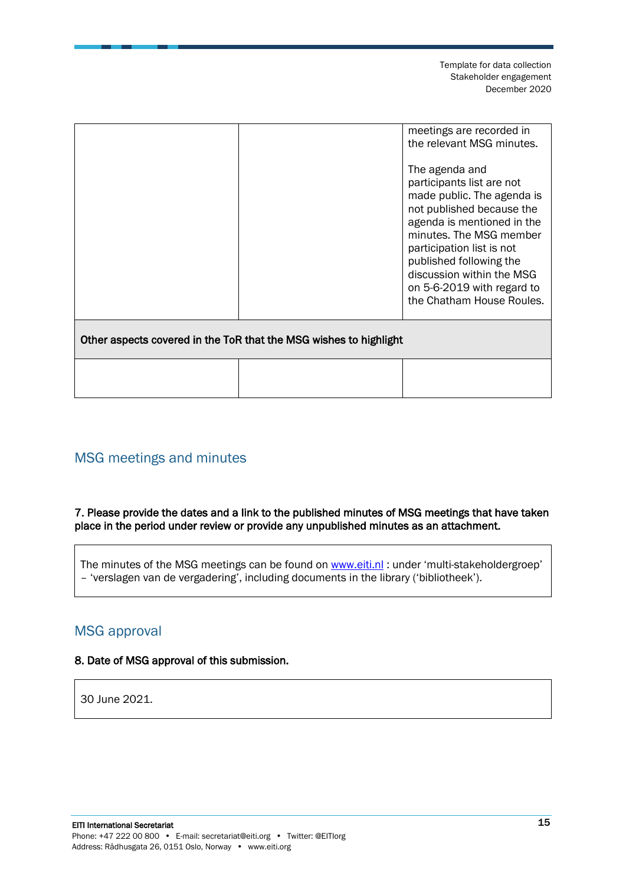| | | |
|---|---|---|
| | | meetings are recorded in the relevant MSG minutes.<br><br>The agenda and participants list are not made public. The agenda is not published because the agenda is mentioned in the minutes. The MSG member participation list is not published following the discussion within the MSG on 5-6-2019 with regard to the Chatham House Roules. |
| **Other aspects covered in the ToR that the MSG wishes to highlight** | | |
| | | |

## MSG meetings and minutes

**7. Please provide the dates and a link to the published minutes of MSG meetings that have taken place in the period under review or provide any unpublished minutes as an attachment.**

The minutes of the MSG meetings can be found on [www.eiti.nl](http://www.eiti.nl) : under 'multi-stakeholdergroep' – 'verslagen van de vergadering', including documents in the library ('bibliotheek').

## MSG approval

**8. Date of MSG approval of this submission.**

30 June 2021.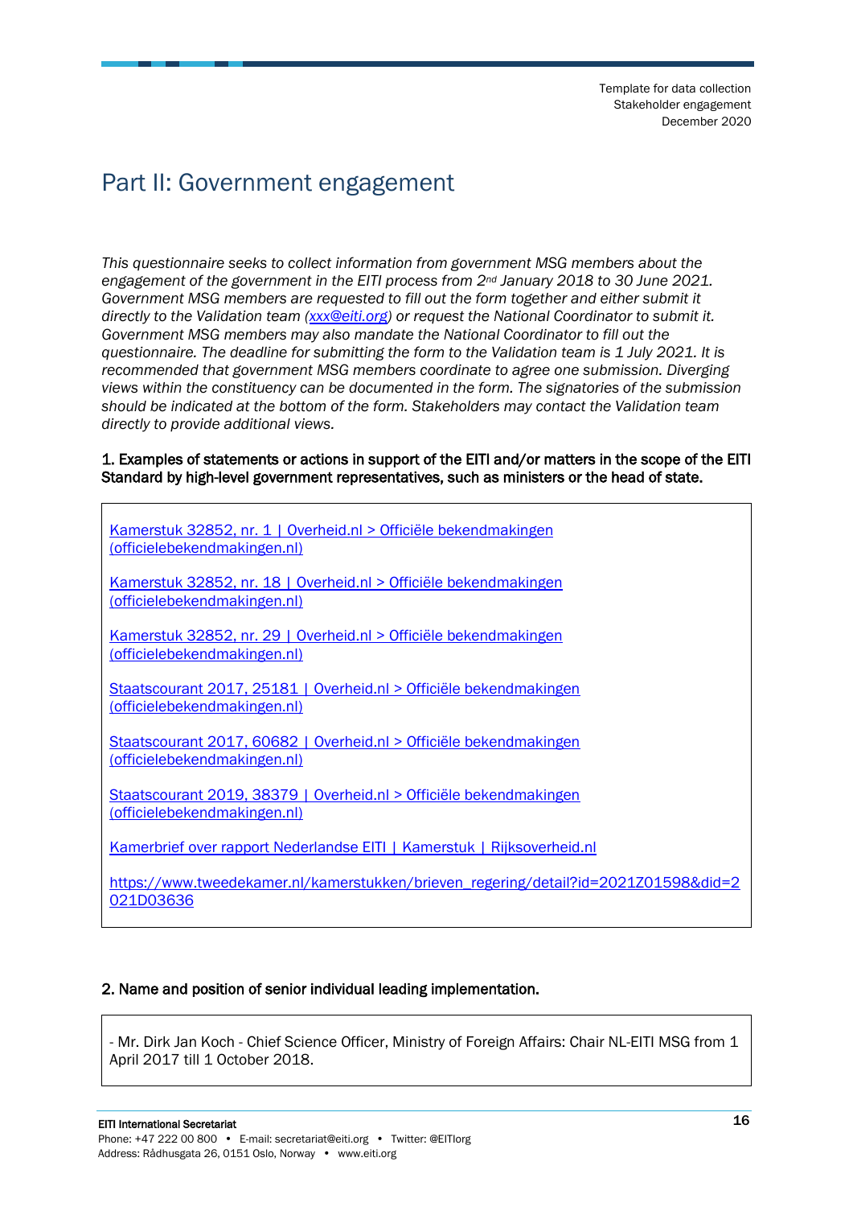# Part II: Government engagement

*This questionnaire seeks to collect information from government MSG members about the engagement of the government in the EITI process from 2nd January 2018 to 30 June 2021. Government MSG members are requested to fill out the form together and either submit it directly to the Validation team (xxx@eiti.org) or request the National Coordinator to submit it. Government MSG members may also mandate the National Coordinator to fill out the questionnaire. The deadline for submitting the form to the Validation team is 1 July 2021. It is recommended that government MSG members coordinate to agree one submission. Diverging views within the constituency can be documented in the form. The signatories of the submission should be indicated at the bottom of the form. Stakeholders may contact the Validation team directly to provide additional views.*

**1. Examples of statements or actions in support of the EITI and/or matters in the scope of the EITI Standard by high-level government representatives, such as ministers or the head of state.**

Kamerstuk 32852, nr. 1 | Overheid.nl > Officiële bekendmakingen (officielebekendmakingen.nl)

Kamerstuk 32852, nr. 18 | Overheid.nl > Officiële bekendmakingen (officielebekendmakingen.nl)

Kamerstuk 32852, nr. 29 | Overheid.nl > Officiële bekendmakingen (officielebekendmakingen.nl)

Staatscourant 2017, 25181 | Overheid.nl > Officiële bekendmakingen (officielebekendmakingen.nl)

Staatscourant 2017, 60682 | Overheid.nl > Officiële bekendmakingen (officielebekendmakingen.nl)

Staatscourant 2019, 38379 | Overheid.nl > Officiële bekendmakingen (officielebekendmakingen.nl)

Kamerbrief over rapport Nederlandse EITI | Kamerstuk | Rijksoverheid.nl

https://www.tweedekamer.nl/kamerstukken/brieven_regering/detail?id=2021Z01598&did=2021D03636

**2. Name and position of senior individual leading implementation.**

- Mr. Dirk Jan Koch - Chief Science Officer, Ministry of Foreign Affairs: Chair NL-EITI MSG from 1 April 2017 till 1 October 2018.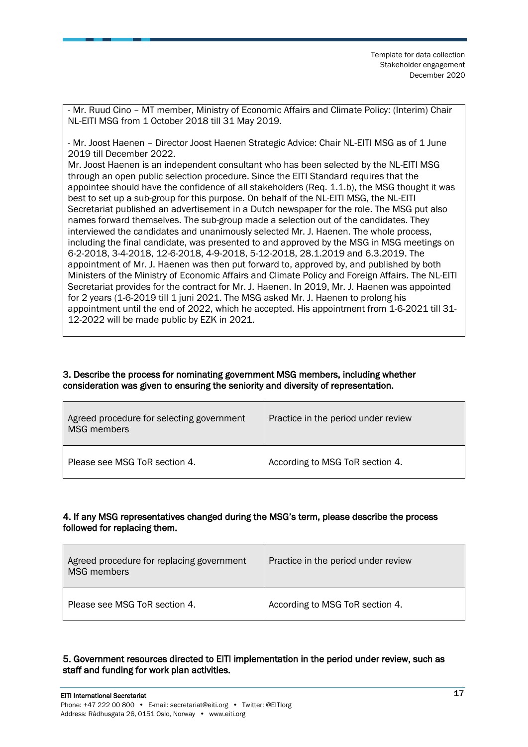- Mr. Ruud Cino – MT member, Ministry of Economic Affairs and Climate Policy: (Interim) Chair NL-EITI MSG from 1 October 2018 till 31 May 2019.

- Mr. Joost Haenen – Director Joost Haenen Strategic Advice: Chair NL-EITI MSG as of 1 June 2019 till December 2022.
Mr. Joost Haenen is an independent consultant who has been selected by the NL-EITI MSG through an open public selection procedure. Since the EITI Standard requires that the appointee should have the confidence of all stakeholders (Req. 1.1.b), the MSG thought it was best to set up a sub-group for this purpose. On behalf of the NL-EITI MSG, the NL-EITI Secretariat published an advertisement in a Dutch newspaper for the role. The MSG put also names forward themselves. The sub-group made a selection out of the candidates. They interviewed the candidates and unanimously selected Mr. J. Haenen. The whole process, including the final candidate, was presented to and approved by the MSG in MSG meetings on 6-2-2018, 3-4-2018, 12-6-2018, 4-9-2018, 5-12-2018, 28.1.2019 and 6.3.2019. The appointment of Mr. J. Haenen was then put forward to, approved by, and published by both Ministers of the Ministry of Economic Affairs and Climate Policy and Foreign Affairs. The NL-EITI Secretariat provides for the contract for Mr. J. Haenen. In 2019, Mr. J. Haenen was appointed for 2 years (1-6-2019 till 1 juni 2021. The MSG asked Mr. J. Haenen to prolong his appointment until the end of 2022, which he accepted. His appointment from 1-6-2021 till 31-12-2022 will be made public by EZK in 2021.

**3. Describe the process for nominating government MSG members, including whether consideration was given to ensuring the seniority and diversity of representation.**

| Agreed procedure for selecting government MSG members | Practice in the period under review |
|---|---|
| Please see MSG ToR section 4. | According to MSG ToR section 4. |

**4. If any MSG representatives changed during the MSG's term, please describe the process followed for replacing them.**

| Agreed procedure for replacing government MSG members | Practice in the period under review |
|---|---|
| Please see MSG ToR section 4. | According to MSG ToR section 4. |

**5. Government resources directed to EITI implementation in the period under review, such as staff and funding for work plan activities.**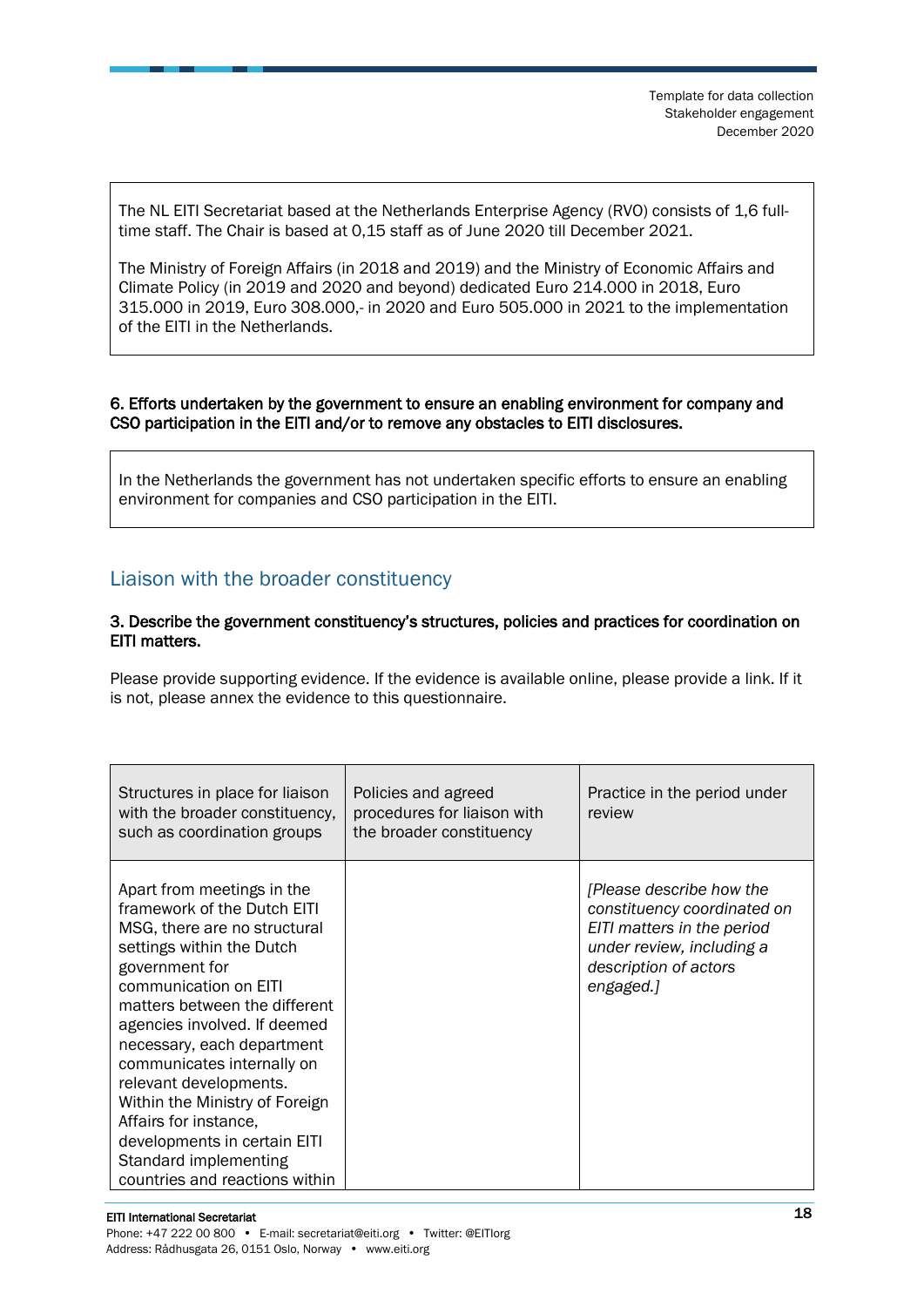The NL EITI Secretariat based at the Netherlands Enterprise Agency (RVO) consists of 1,6 full-time staff. The Chair is based at 0,15 staff as of June 2020 till December 2021.

The Ministry of Foreign Affairs (in 2018 and 2019) and the Ministry of Economic Affairs and Climate Policy (in 2019 and 2020 and beyond) dedicated Euro 214.000 in 2018, Euro 315.000 in 2019, Euro 308.000,- in 2020 and Euro 505.000 in 2021 to the implementation of the EITI in the Netherlands.

**6. Efforts undertaken by the government to ensure an enabling environment for company and CSO participation in the EITI and/or to remove any obstacles to EITI disclosures.**

In the Netherlands the government has not undertaken specific efforts to ensure an enabling environment for companies and CSO participation in the EITI.

## Liaison with the broader constituency

**3. Describe the government constituency's structures, policies and practices for coordination on EITI matters.**

Please provide supporting evidence. If the evidence is available online, please provide a link. If it is not, please annex the evidence to this questionnaire.

| Structures in place for liaison with the broader constituency, such as coordination groups | Policies and agreed procedures for liaison with the broader constituency | Practice in the period under review |
|---|---|---|
| Apart from meetings in the framework of the Dutch EITI MSG, there are no structural settings within the Dutch government for communication on EITI matters between the different agencies involved. If deemed necessary, each department communicates internally on relevant developments. Within the Ministry of Foreign Affairs for instance, developments in certain EITI Standard implementing countries and reactions within | | *[Please describe how the constituency coordinated on EITI matters in the period under review, including a description of actors engaged.]* |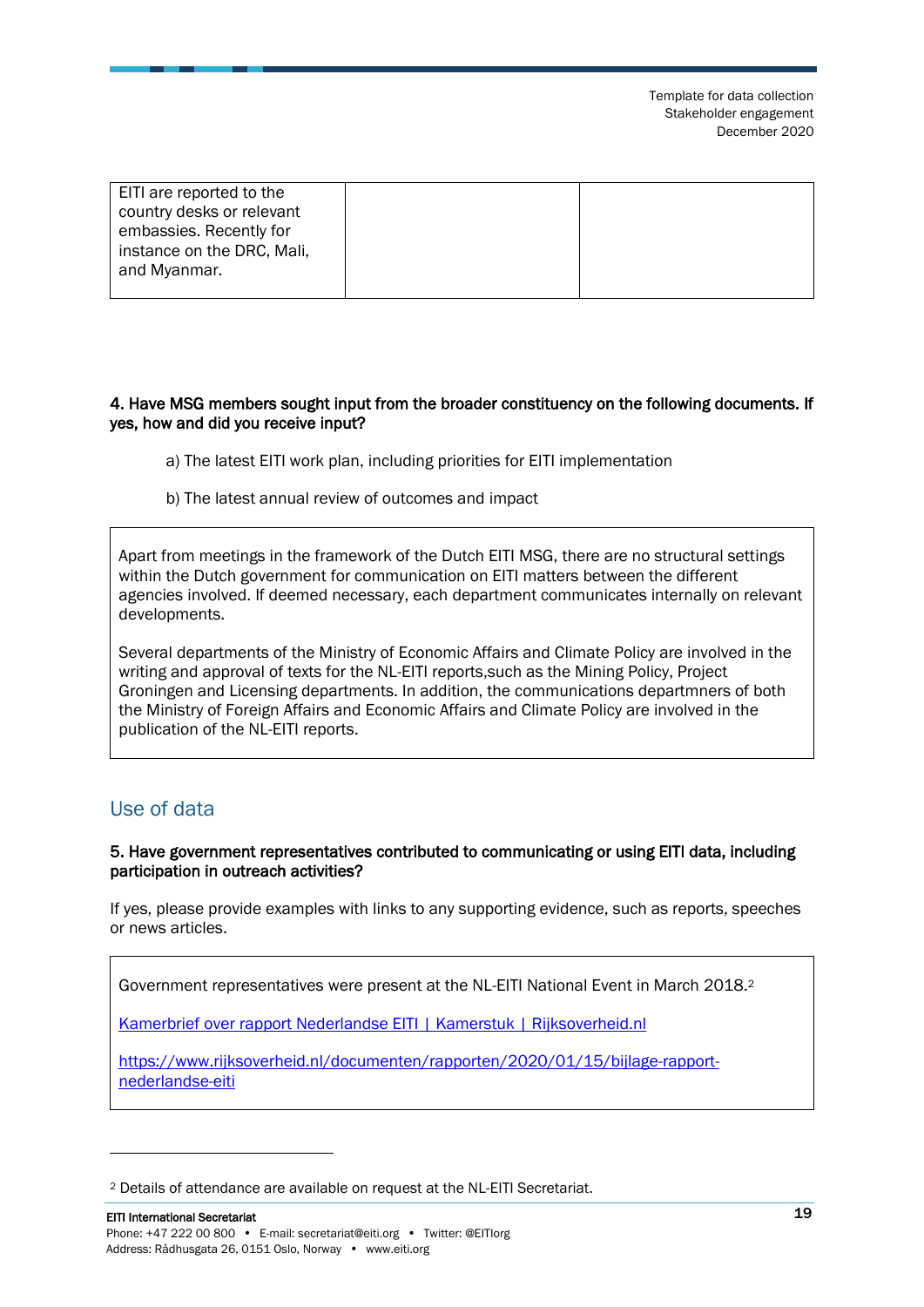| EITI are reported to the country desks or relevant embassies. Recently for instance on the DRC, Mali, and Myanmar. | | |
|---|---|---|

**4. Have MSG members sought input from the broader constituency on the following documents. If yes, how and did you receive input?**

a) The latest EITI work plan, including priorities for EITI implementation

b) The latest annual review of outcomes and impact

> Apart from meetings in the framework of the Dutch EITI MSG, there are no structural settings within the Dutch government for communication on EITI matters between the different agencies involved. If deemed necessary, each department communicates internally on relevant developments.
>
> Several departments of the Ministry of Economic Affairs and Climate Policy are involved in the writing and approval of texts for the NL-EITI reports,such as the Mining Policy, Project Groningen and Licensing departments. In addition, the communications departmners of both the Ministry of Foreign Affairs and Economic Affairs and Climate Policy are involved in the publication of the NL-EITI reports.

## Use of data

**5. Have government representatives contributed to communicating or using EITI data, including participation in outreach activities?**

If yes, please provide examples with links to any supporting evidence, such as reports, speeches or news articles.

> Government representatives were present at the NL-EITI National Event in March 2018.[2]
>
> Kamerbrief over rapport Nederlandse EITI | Kamerstuk | Rijksoverheid.nl
>
> https://www.rijksoverheid.nl/documenten/rapporten/2020/01/15/bijlage-rapport-nederlandse-eiti

[2] Details of attendance are available on request at the NL-EITI Secretariat.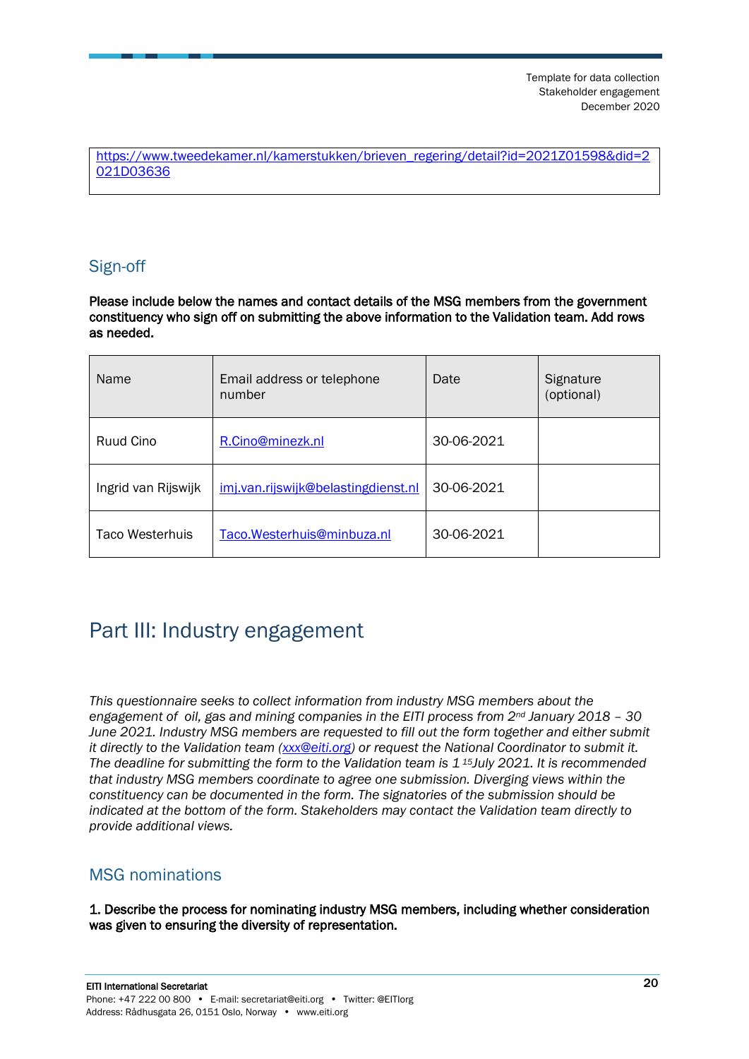https://www.tweedekamer.nl/kamerstukken/brieven_regering/detail?id=2021Z01598&did=2021D03636

## Sign-off

**Please include below the names and contact details of the MSG members from the government constituency who sign off on submitting the above information to the Validation team. Add rows as needed.**

| Name | Email address or telephone number | Date | Signature (optional) |
|---|---|---|---|
| Ruud Cino | R.Cino@minezk.nl | 30-06-2021 | |
| Ingrid van Rijswijk | imj.van.rijswijk@belastingdienst.nl | 30-06-2021 | |
| Taco Westerhuis | Taco.Westerhuis@minbuza.nl | 30-06-2021 | |

# Part III: Industry engagement

*This questionnaire seeks to collect information from industry MSG members about the engagement of oil, gas and mining companies in the EITI process from 2nd January 2018 – 30 June 2021. Industry MSG members are requested to fill out the form together and either submit it directly to the Validation team (xxx@eiti.org) or request the National Coordinator to submit it. The deadline for submitting the form to the Validation team is 1 15July 2021. It is recommended that industry MSG members coordinate to agree one submission. Diverging views within the constituency can be documented in the form. The signatories of the submission should be indicated at the bottom of the form. Stakeholders may contact the Validation team directly to provide additional views.*

## MSG nominations

**1. Describe the process for nominating industry MSG members, including whether consideration was given to ensuring the diversity of representation.**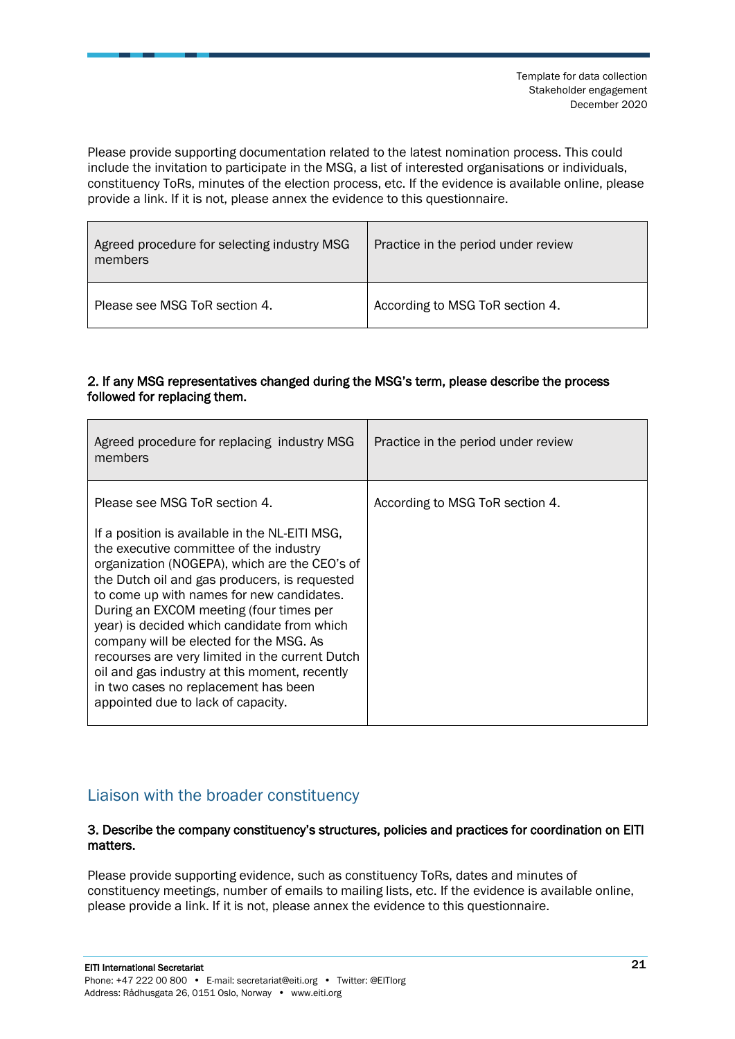Please provide supporting documentation related to the latest nomination process. This could include the invitation to participate in the MSG, a list of interested organisations or individuals, constituency ToRs, minutes of the election process, etc. If the evidence is available online, please provide a link. If it is not, please annex the evidence to this questionnaire.

| Agreed procedure for selecting industry MSG members | Practice in the period under review |
|---|---|
| Please see MSG ToR section 4. | According to MSG ToR section 4. |

**2. If any MSG representatives changed during the MSG's term, please describe the process followed for replacing them.**

| Agreed procedure for replacing industry MSG members | Practice in the period under review |
|---|---|
| Please see MSG ToR section 4.<br><br>If a position is available in the NL-EITI MSG, the executive committee of the industry organization (NOGEPA), which are the CEO's of the Dutch oil and gas producers, is requested to come up with names for new candidates. During an EXCOM meeting (four times per year) is decided which candidate from which company will be elected for the MSG. As recourses are very limited in the current Dutch oil and gas industry at this moment, recently in two cases no replacement has been appointed due to lack of capacity. | According to MSG ToR section 4. |

## Liaison with the broader constituency

**3. Describe the company constituency's structures, policies and practices for coordination on EITI matters.**

Please provide supporting evidence, such as constituency ToRs, dates and minutes of constituency meetings, number of emails to mailing lists, etc. If the evidence is available online, please provide a link. If it is not, please annex the evidence to this questionnaire.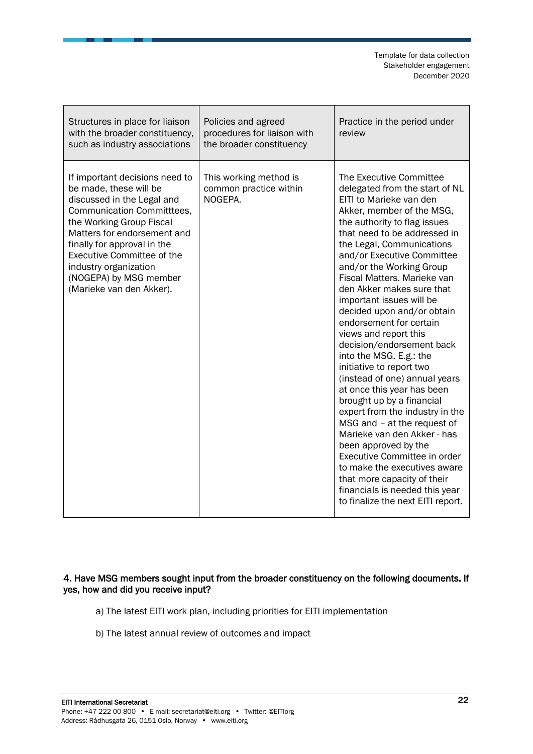| Structures in place for liaison with the broader constituency, such as industry associations | Policies and agreed procedures for liaison with the broader constituency | Practice in the period under review |
|---|---|---|
| If important decisions need to be made, these will be discussed in the Legal and Communication Committtees, the Working Group Fiscal Matters for endorsement and finally for approval in the Executive Committee of the industry organization (NOGEPA) by MSG member (Marieke van den Akker). | This working method is common practice within NOGEPA. | The Executive Committee delegated from the start of NL EITI to Marieke van den Akker, member of the MSG, the authority to flag issues that need to be addressed in the Legal, Communications and/or Executive Committee and/or the Working Group Fiscal Matters. Marieke van den Akker makes sure that important issues will be decided upon and/or obtain endorsement for certain views and report this decision/endorsement back into the MSG. E.g.: the initiative to report two (instead of one) annual years at once this year has been brought up by a financial expert from the industry in the MSG and – at the request of Marieke van den Akker - has been approved by the Executive Committee in order to make the executives aware that more capacity of their financials is needed this year to finalize the next EITI report. |

**4. Have MSG members sought input from the broader constituency on the following documents. If yes, how and did you receive input?**

a) The latest EITI work plan, including priorities for EITI implementation

b) The latest annual review of outcomes and impact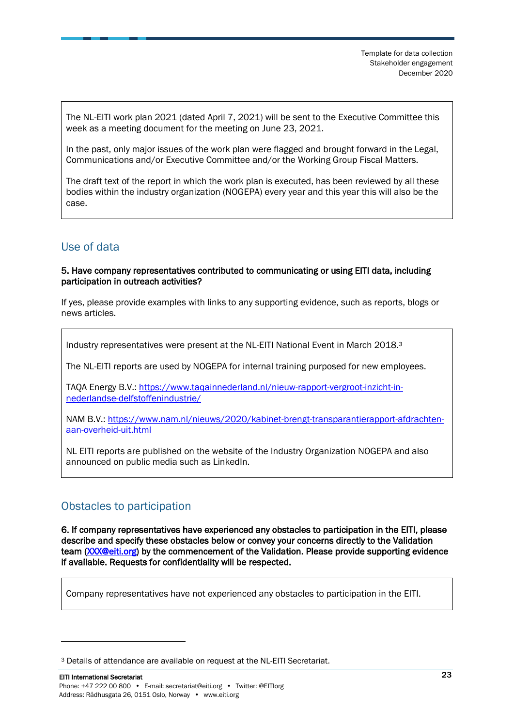The NL-EITI work plan 2021 (dated April 7, 2021) will be sent to the Executive Committee this week as a meeting document for the meeting on June 23, 2021.

In the past, only major issues of the work plan were flagged and brought forward in the Legal, Communications and/or Executive Committee and/or the Working Group Fiscal Matters.

The draft text of the report in which the work plan is executed, has been reviewed by all these bodies within the industry organization (NOGEPA) every year and this year this will also be the case.

## Use of data

**5. Have company representatives contributed to communicating or using EITI data, including participation in outreach activities?**

If yes, please provide examples with links to any supporting evidence, such as reports, blogs or news articles.

Industry representatives were present at the NL-EITI National Event in March 2018.[3]

The NL-EITI reports are used by NOGEPA for internal training purposed for new employees.

TAQA Energy B.V.: https://www.taqainnederland.nl/nieuw-rapport-vergroot-inzicht-in-nederlandse-delfstoffenindustrie/

NAM B.V.: https://www.nam.nl/nieuws/2020/kabinet-brengt-transparantierapport-afdrachten-aan-overheid-uit.html

NL EITI reports are published on the website of the Industry Organization NOGEPA and also announced on public media such as LinkedIn.

## Obstacles to participation

**6. If company representatives have experienced any obstacles to participation in the EITI, please describe and specify these obstacles below or convey your concerns directly to the Validation team (XXX@eiti.org) by the commencement of the Validation. Please provide supporting evidence if available. Requests for confidentiality will be respected.**

Company representatives have not experienced any obstacles to participation in the EITI.

[3] Details of attendance are available on request at the NL-EITI Secretariat.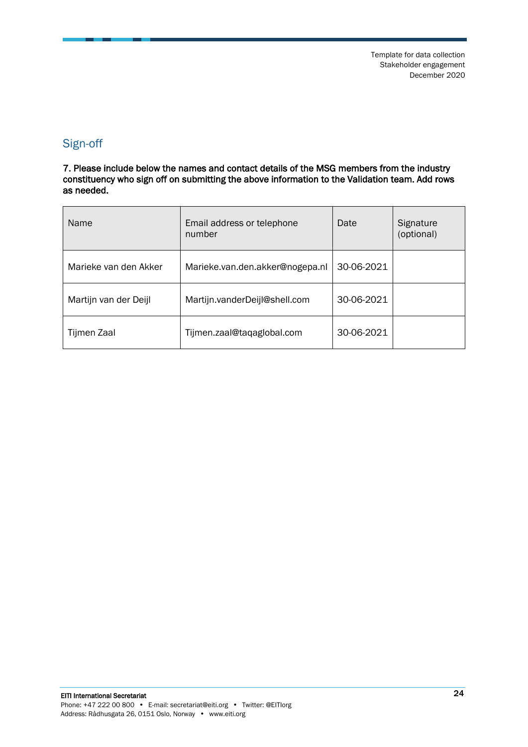## Sign-off

**7. Please include below the names and contact details of the MSG members from the industry constituency who sign off on submitting the above information to the Validation team. Add rows as needed.**

| Name | Email address or telephone number | Date | Signature (optional) |
|---|---|---|---|
| Marieke van den Akker | Marieke.van.den.akker@nogepa.nl | 30-06-2021 | |
| Martijn van der Deijl | Martijn.vanderDeijl@shell.com | 30-06-2021 | |
| Tijmen Zaal | Tijmen.zaal@taqaglobal.com | 30-06-2021 | |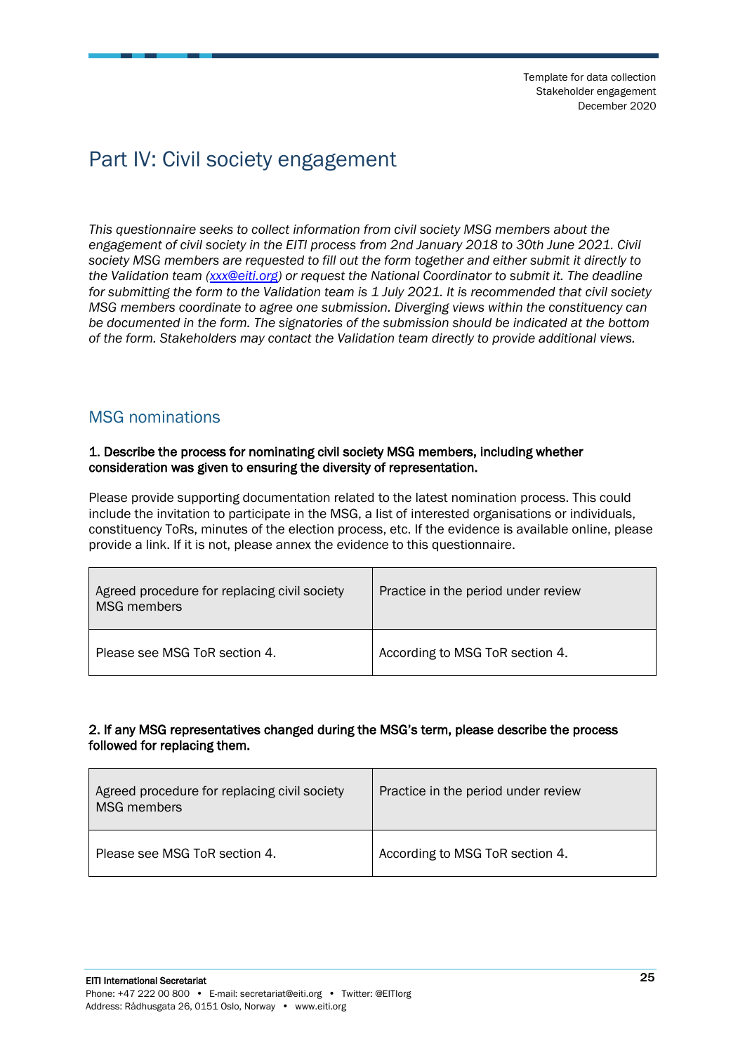# Part IV: Civil society engagement

*This questionnaire seeks to collect information from civil society MSG members about the engagement of civil society in the EITI process from 2nd January 2018 to 30th June 2021. Civil society MSG members are requested to fill out the form together and either submit it directly to the Validation team (xxx@eiti.org) or request the National Coordinator to submit it. The deadline for submitting the form to the Validation team is 1 July 2021. It is recommended that civil society MSG members coordinate to agree one submission. Diverging views within the constituency can be documented in the form. The signatories of the submission should be indicated at the bottom of the form. Stakeholders may contact the Validation team directly to provide additional views.*

## MSG nominations

**1. Describe the process for nominating civil society MSG members, including whether consideration was given to ensuring the diversity of representation.**

Please provide supporting documentation related to the latest nomination process. This could include the invitation to participate in the MSG, a list of interested organisations or individuals, constituency ToRs, minutes of the election process, etc. If the evidence is available online, please provide a link. If it is not, please annex the evidence to this questionnaire.

| Agreed procedure for replacing civil society MSG members | Practice in the period under review |
|---|---|
| Please see MSG ToR section 4. | According to MSG ToR section 4. |

**2. If any MSG representatives changed during the MSG's term, please describe the process followed for replacing them.**

| Agreed procedure for replacing civil society MSG members | Practice in the period under review |
|---|---|
| Please see MSG ToR section 4. | According to MSG ToR section 4. |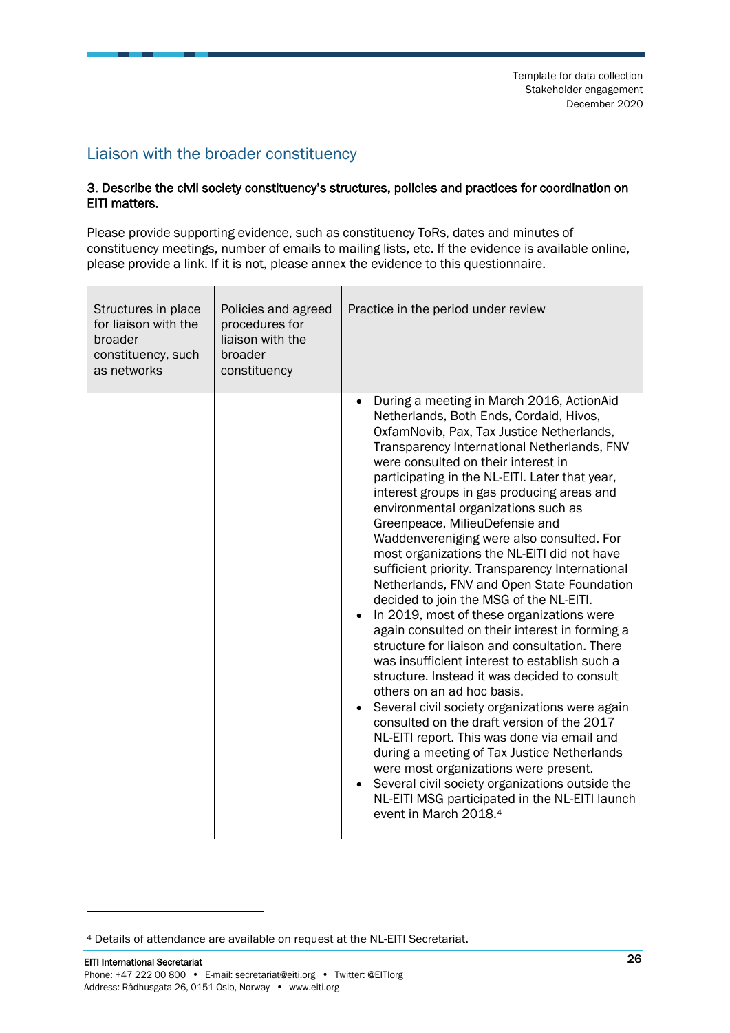## Liaison with the broader constituency

**3. Describe the civil society constituency's structures, policies and practices for coordination on EITI matters.**

Please provide supporting evidence, such as constituency ToRs, dates and minutes of constituency meetings, number of emails to mailing lists, etc. If the evidence is available online, please provide a link. If it is not, please annex the evidence to this questionnaire.

| Structures in place for liaison with the broader constituency, such as networks | Policies and agreed procedures for liaison with the broader constituency | Practice in the period under review |
|---|---|---|
| | | • During a meeting in March 2016, ActionAid Netherlands, Both Ends, Cordaid, Hivos, OxfamNovib, Pax, Tax Justice Netherlands, Transparency International Netherlands, FNV were consulted on their interest in participating in the NL-EITI. Later that year, interest groups in gas producing areas and environmental organizations such as Greenpeace, MilieuDefensie and Waddenvereniging were also consulted. For most organizations the NL-EITI did not have sufficient priority. Transparency International Netherlands, FNV and Open State Foundation decided to join the MSG of the NL-EITI.<br>• In 2019, most of these organizations were again consulted on their interest in forming a structure for liaison and consultation. There was insufficient interest to establish such a structure. Instead it was decided to consult others on an ad hoc basis.<br>• Several civil society organizations were again consulted on the draft version of the 2017 NL-EITI report. This was done via email and during a meeting of Tax Justice Netherlands were most organizations were present.<br>• Several civil society organizations outside the NL-EITI MSG participated in the NL-EITI launch event in March 2018.[4] |

[4] Details of attendance are available on request at the NL-EITI Secretariat.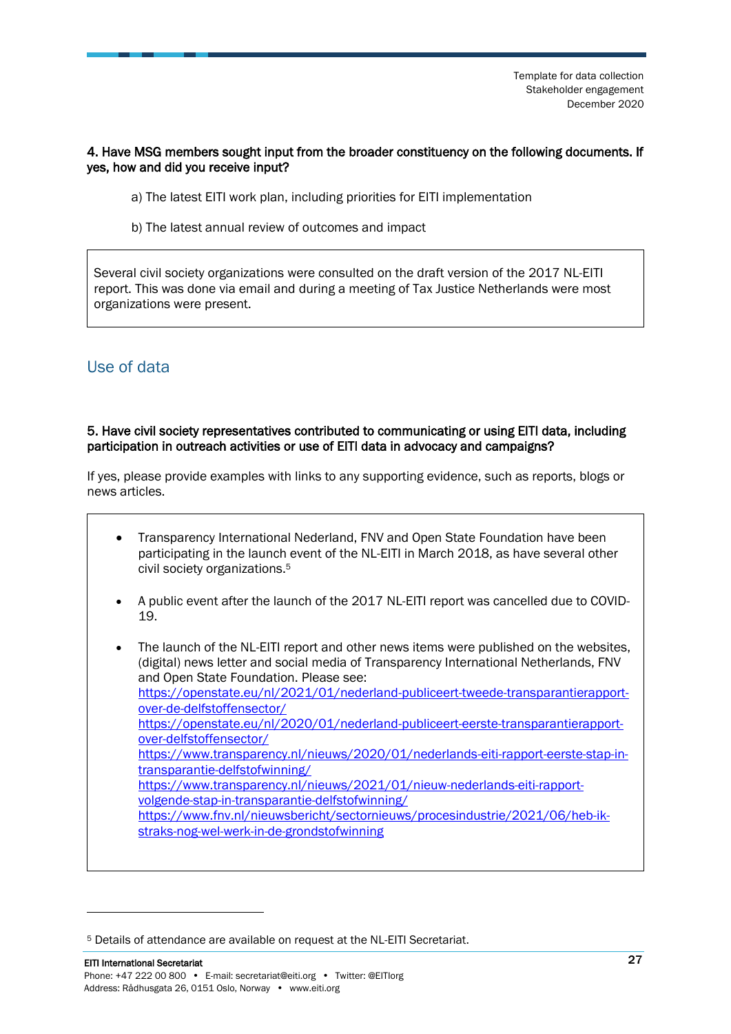**4. Have MSG members sought input from the broader constituency on the following documents. If yes, how and did you receive input?**

a) The latest EITI work plan, including priorities for EITI implementation

b) The latest annual review of outcomes and impact

Several civil society organizations were consulted on the draft version of the 2017 NL-EITI report. This was done via email and during a meeting of Tax Justice Netherlands were most organizations were present.

## Use of data

**5. Have civil society representatives contributed to communicating or using EITI data, including participation in outreach activities or use of EITI data in advocacy and campaigns?**

If yes, please provide examples with links to any supporting evidence, such as reports, blogs or news articles.

- Transparency International Nederland, FNV and Open State Foundation have been participating in the launch event of the NL-EITI in March 2018, as have several other civil society organizations.[5]
- A public event after the launch of the 2017 NL-EITI report was cancelled due to COVID-19.
- The launch of the NL-EITI report and other news items were published on the websites, (digital) news letter and social media of Transparency International Netherlands, FNV and Open State Foundation. Please see:
  https://openstate.eu/nl/2021/01/nederland-publiceert-tweede-transparantierapport-over-de-delfstoffensector/
  https://openstate.eu/nl/2020/01/nederland-publiceert-eerste-transparantierapport-over-delfstoffensector/
  https://www.transparency.nl/nieuws/2020/01/nederlands-eiti-rapport-eerste-stap-in-transparantie-delfstofwinning/
  https://www.transparency.nl/nieuws/2021/01/nieuw-nederlands-eiti-rapport-volgende-stap-in-transparantie-delfstofwinning/
  https://www.fnv.nl/nieuwsbericht/sectornieuws/procesindustrie/2021/06/heb-ik-straks-nog-wel-werk-in-de-grondstofwinning

[5] Details of attendance are available on request at the NL-EITI Secretariat.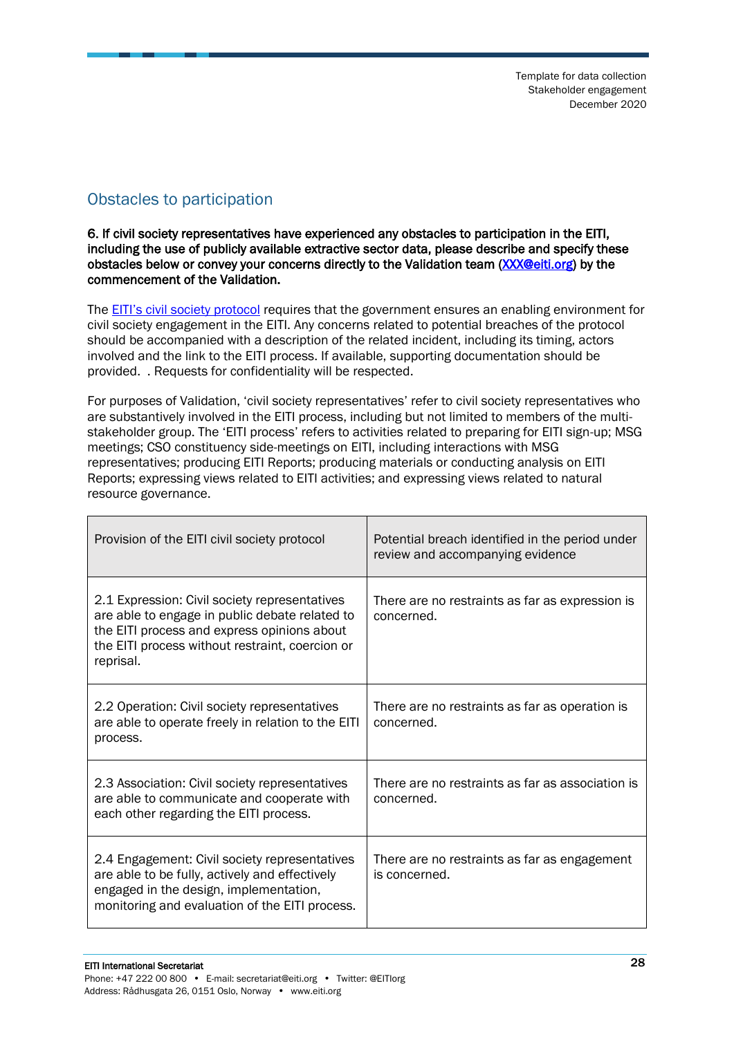## Obstacles to participation

**6. If civil society representatives have experienced any obstacles to participation in the EITI, including the use of publicly available extractive sector data, please describe and specify these obstacles below or convey your concerns directly to the Validation team ([XXX@eiti.org](mailto:XXX@eiti.org)) by the commencement of the Validation.**

The [EITI's civil society protocol](#) requires that the government ensures an enabling environment for civil society engagement in the EITI. Any concerns related to potential breaches of the protocol should be accompanied with a description of the related incident, including its timing, actors involved and the link to the EITI process. If available, supporting documentation should be provided. . Requests for confidentiality will be respected.

For purposes of Validation, 'civil society representatives' refer to civil society representatives who are substantively involved in the EITI process, including but not limited to members of the multi-stakeholder group. The 'EITI process' refers to activities related to preparing for EITI sign-up; MSG meetings; CSO constituency side-meetings on EITI, including interactions with MSG representatives; producing EITI Reports; producing materials or conducting analysis on EITI Reports; expressing views related to EITI activities; and expressing views related to natural resource governance.

| Provision of the EITI civil society protocol | Potential breach identified in the period under review and accompanying evidence |
|---|---|
| 2.1 Expression: Civil society representatives are able to engage in public debate related to the EITI process and express opinions about the EITI process without restraint, coercion or reprisal. | There are no restraints as far as expression is concerned. |
| 2.2 Operation: Civil society representatives are able to operate freely in relation to the EITI process. | There are no restraints as far as operation is concerned. |
| 2.3 Association: Civil society representatives are able to communicate and cooperate with each other regarding the EITI process. | There are no restraints as far as association is concerned. |
| 2.4 Engagement: Civil society representatives are able to be fully, actively and effectively engaged in the design, implementation, monitoring and evaluation of the EITI process. | There are no restraints as far as engagement is concerned. |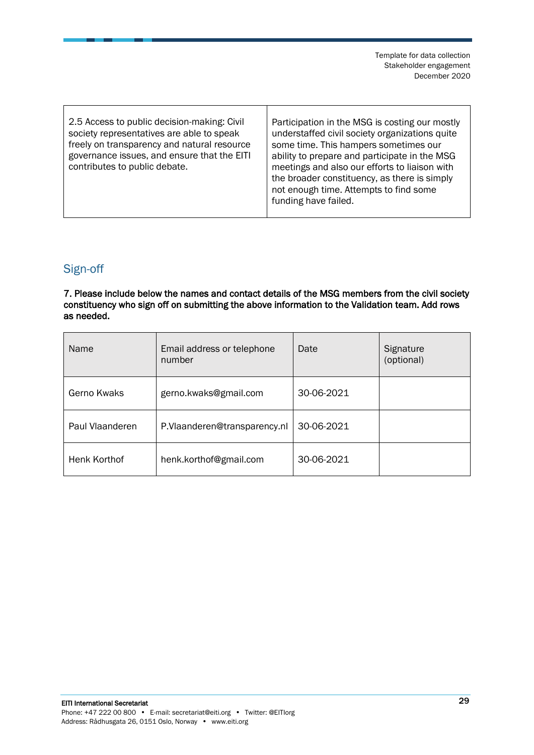| 2.5 Access to public decision-making: Civil society representatives are able to speak freely on transparency and natural resource governance issues, and ensure that the EITI contributes to public debate. | Participation in the MSG is costing our mostly understaffed civil society organizations quite some time. This hampers sometimes our ability to prepare and participate in the MSG meetings and also our efforts to liaison with the broader constituency, as there is simply not enough time. Attempts to find some funding have failed. |
|---|---|

## Sign-off

**7. Please include below the names and contact details of the MSG members from the civil society constituency who sign off on submitting the above information to the Validation team. Add rows as needed.**

| Name | Email address or telephone number | Date | Signature (optional) |
|---|---|---|---|
| Gerno Kwaks | gerno.kwaks@gmail.com | 30-06-2021 | |
| Paul Vlaanderen | P.Vlaanderen@transparency.nl | 30-06-2021 | |
| Henk Korthof | henk.korthof@gmail.com | 30-06-2021 | |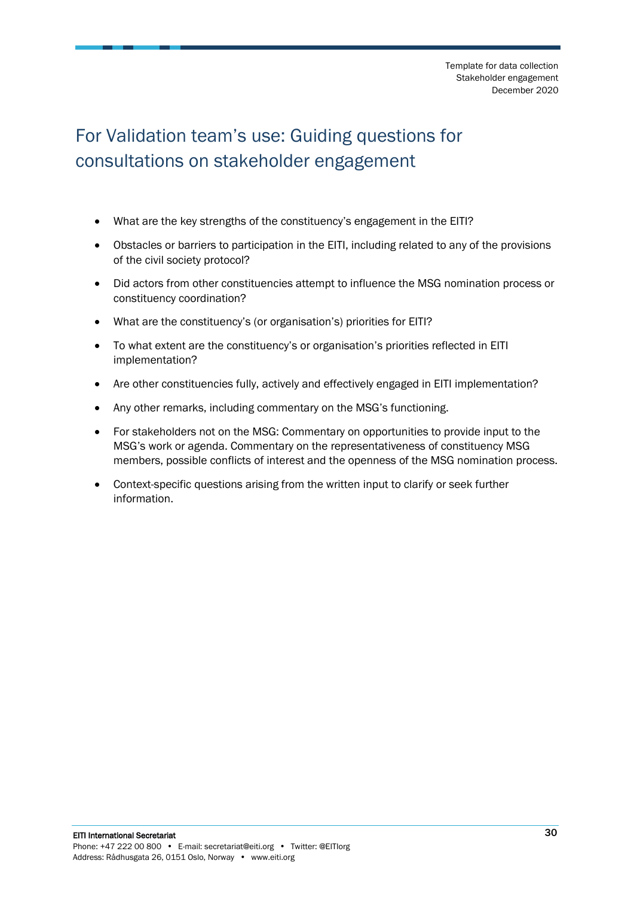# For Validation team's use: Guiding questions for consultations on stakeholder engagement

- What are the key strengths of the constituency's engagement in the EITI?
- Obstacles or barriers to participation in the EITI, including related to any of the provisions of the civil society protocol?
- Did actors from other constituencies attempt to influence the MSG nomination process or constituency coordination?
- What are the constituency's (or organisation's) priorities for EITI?
- To what extent are the constituency's or organisation's priorities reflected in EITI implementation?
- Are other constituencies fully, actively and effectively engaged in EITI implementation?
- Any other remarks, including commentary on the MSG's functioning.
- For stakeholders not on the MSG: Commentary on opportunities to provide input to the MSG's work or agenda. Commentary on the representativeness of constituency MSG members, possible conflicts of interest and the openness of the MSG nomination process.
- Context-specific questions arising from the written input to clarify or seek further information.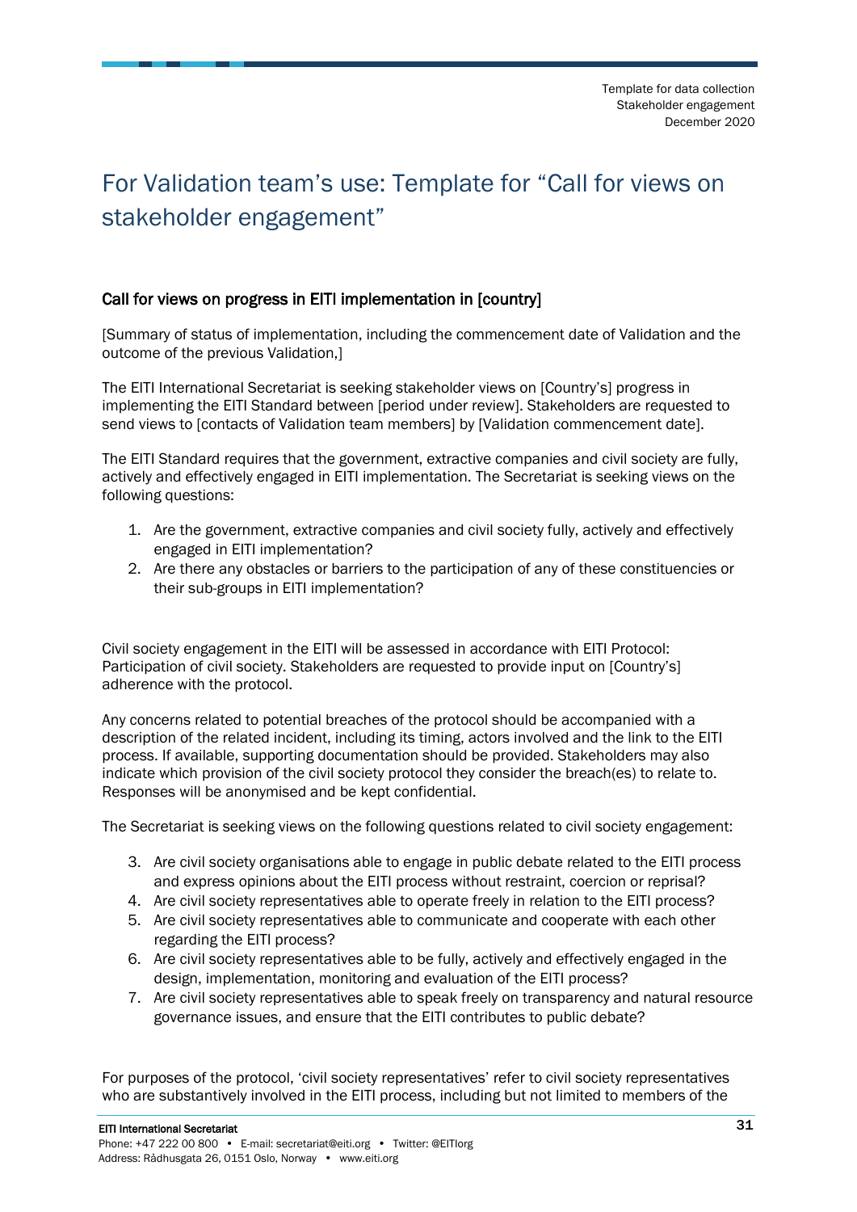# For Validation team's use: Template for "Call for views on stakeholder engagement"

### Call for views on progress in EITI implementation in [country]

[Summary of status of implementation, including the commencement date of Validation and the outcome of the previous Validation,]

The EITI International Secretariat is seeking stakeholder views on [Country's] progress in implementing the EITI Standard between [period under review]. Stakeholders are requested to send views to [contacts of Validation team members] by [Validation commencement date].

The EITI Standard requires that the government, extractive companies and civil society are fully, actively and effectively engaged in EITI implementation. The Secretariat is seeking views on the following questions:

1. Are the government, extractive companies and civil society fully, actively and effectively engaged in EITI implementation?
2. Are there any obstacles or barriers to the participation of any of these constituencies or their sub-groups in EITI implementation?

Civil society engagement in the EITI will be assessed in accordance with EITI Protocol: Participation of civil society. Stakeholders are requested to provide input on [Country's] adherence with the protocol.

Any concerns related to potential breaches of the protocol should be accompanied with a description of the related incident, including its timing, actors involved and the link to the EITI process. If available, supporting documentation should be provided. Stakeholders may also indicate which provision of the civil society protocol they consider the breach(es) to relate to. Responses will be anonymised and be kept confidential.

The Secretariat is seeking views on the following questions related to civil society engagement:

3. Are civil society organisations able to engage in public debate related to the EITI process and express opinions about the EITI process without restraint, coercion or reprisal?
4. Are civil society representatives able to operate freely in relation to the EITI process?
5. Are civil society representatives able to communicate and cooperate with each other regarding the EITI process?
6. Are civil society representatives able to be fully, actively and effectively engaged in the design, implementation, monitoring and evaluation of the EITI process?
7. Are civil society representatives able to speak freely on transparency and natural resource governance issues, and ensure that the EITI contributes to public debate?

For purposes of the protocol, 'civil society representatives' refer to civil society representatives who are substantively involved in the EITI process, including but not limited to members of the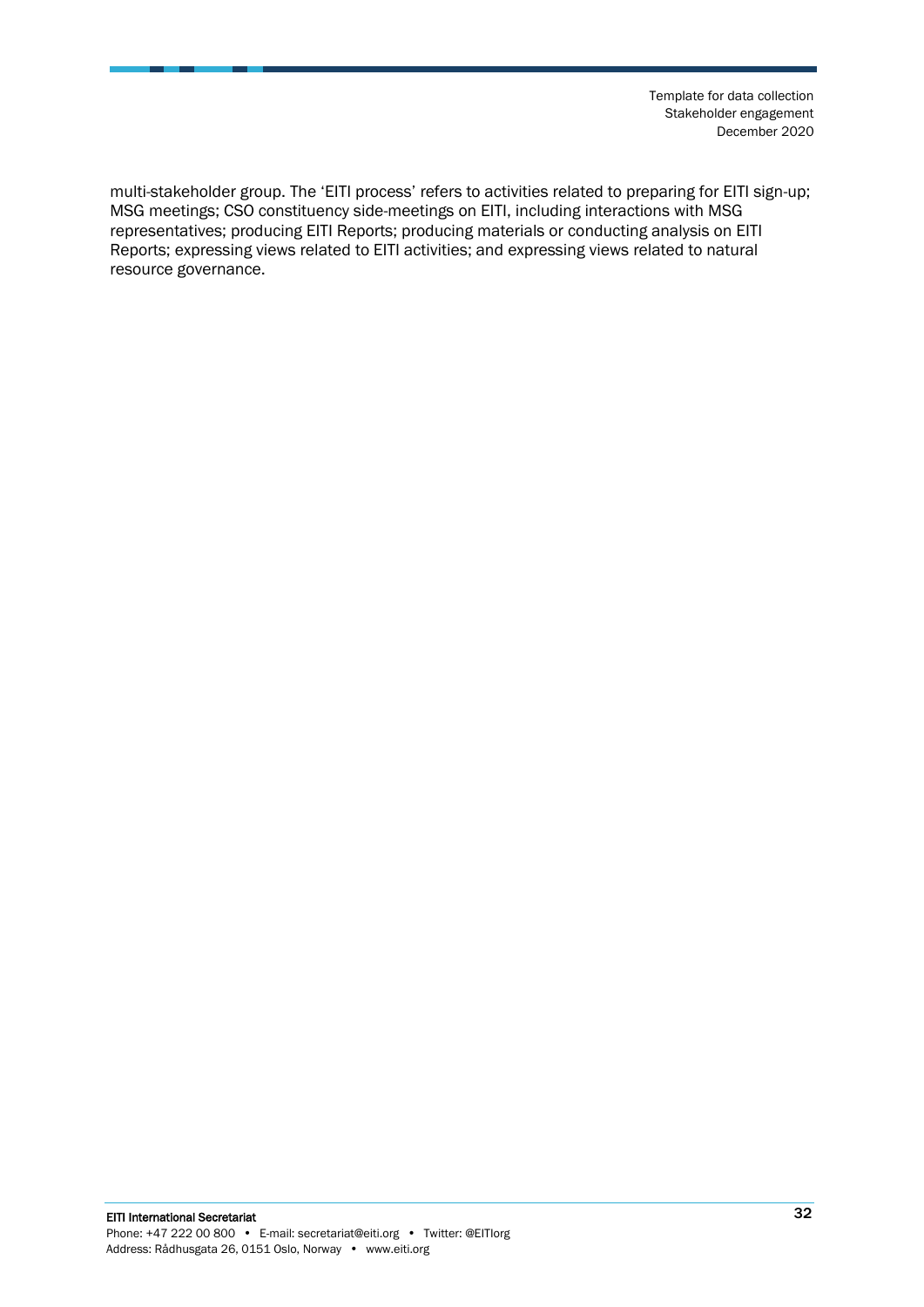multi-stakeholder group. The 'EITI process' refers to activities related to preparing for EITI sign-up; MSG meetings; CSO constituency side-meetings on EITI, including interactions with MSG representatives; producing EITI Reports; producing materials or conducting analysis on EITI Reports; expressing views related to EITI activities; and expressing views related to natural resource governance.